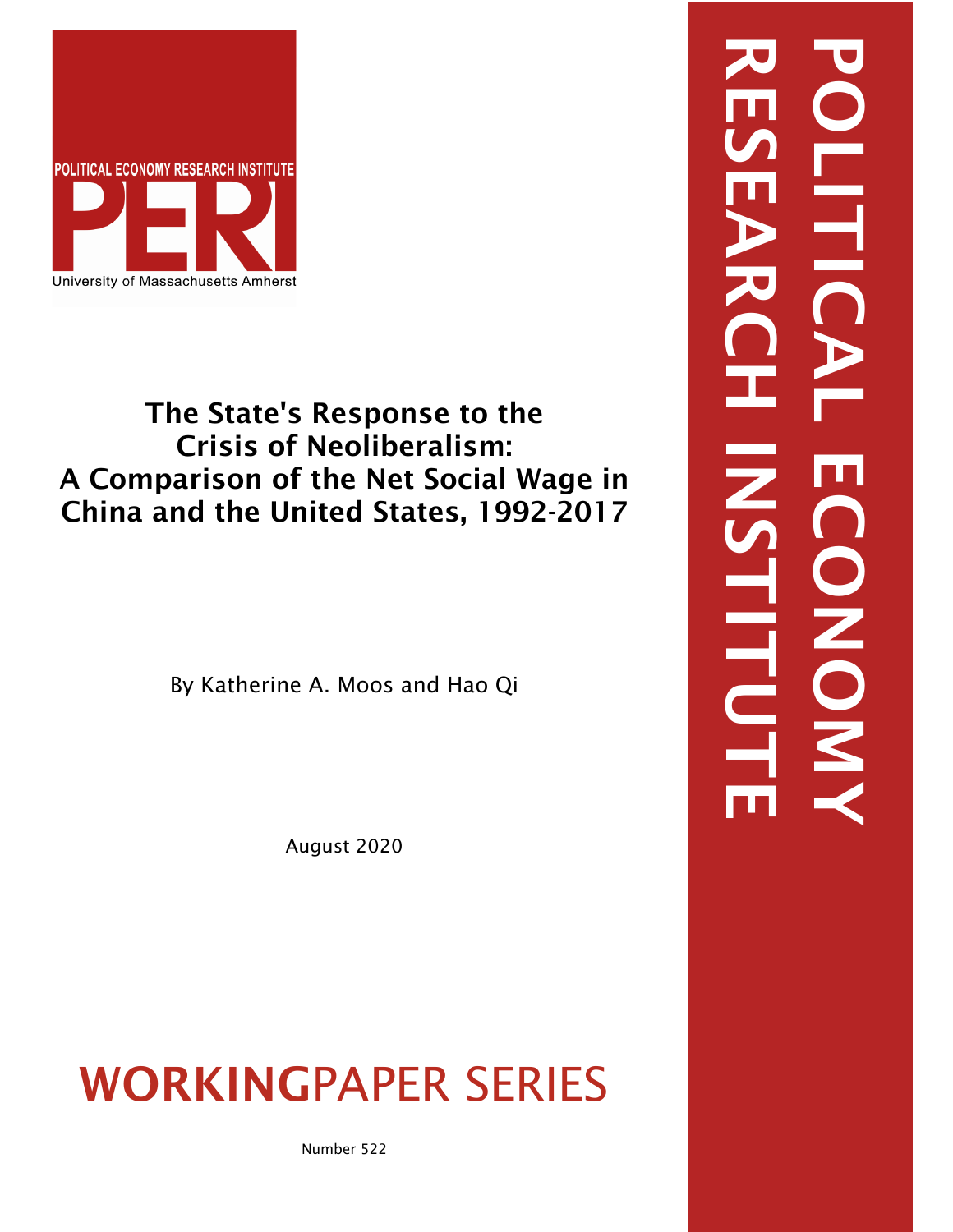POLITICAL ECONOMY RESEARCH INSTITUTE

PERI

University of Massachusetts Amherst

# The State's Response to the Crisis of Neoliberalism: A Comparison of the Net Social Wage in China and the United States, 1992-2017

By Katherine A. Moos and Hao Qi

August 2020

WORKINGPAPER SERIES

Number 522

POLITICAL ECONOMY RESEARCH INSTITUTE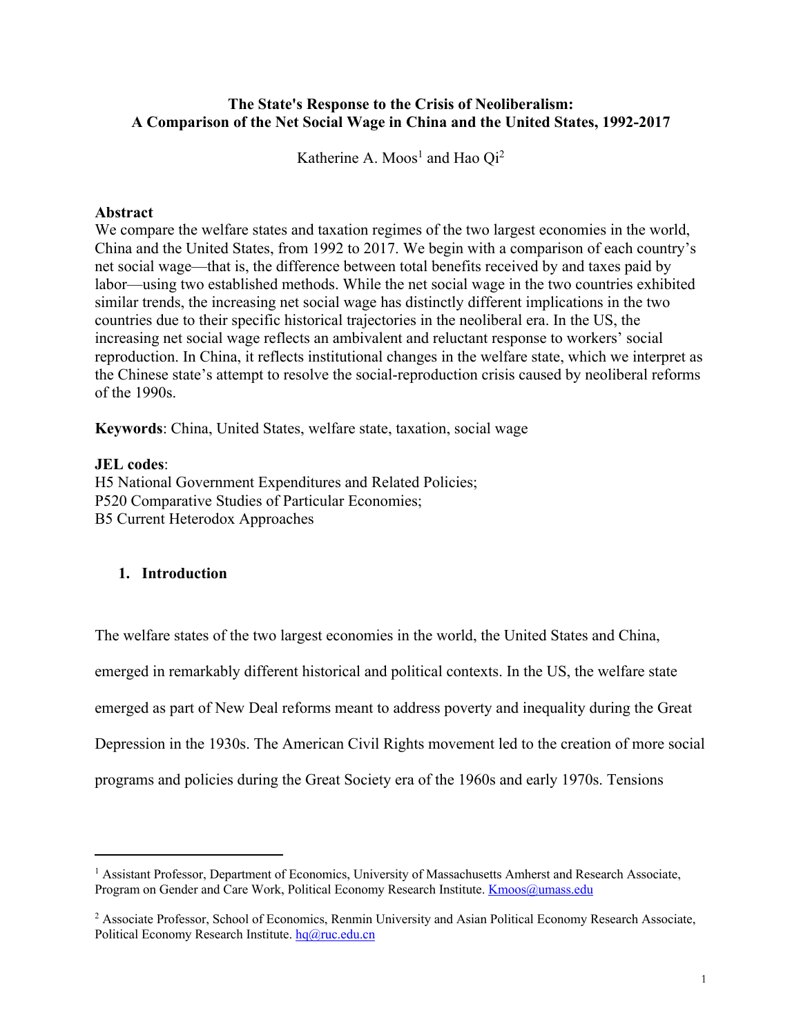**The State's Response to the Crisis of Neoliberalism:**
**A Comparison of the Net Social Wage in China and the United States, 1992-2017**

Katherine A. Moos[1] and Hao Qi[2]

## Abstract

We compare the welfare states and taxation regimes of the two largest economies in the world, China and the United States, from 1992 to 2017. We begin with a comparison of each country's net social wage—that is, the difference between total benefits received by and taxes paid by labor—using two established methods. While the net social wage in the two countries exhibited similar trends, the increasing net social wage has distinctly different implications in the two countries due to their specific historical trajectories in the neoliberal era. In the US, the increasing net social wage reflects an ambivalent and reluctant response to workers' social reproduction. In China, it reflects institutional changes in the welfare state, which we interpret as the Chinese state's attempt to resolve the social-reproduction crisis caused by neoliberal reforms of the 1990s.

**Keywords**: China, United States, welfare state, taxation, social wage

**JEL codes**:
H5 National Government Expenditures and Related Policies;
P520 Comparative Studies of Particular Economies;
B5 Current Heterodox Approaches

## 1. Introduction

The welfare states of the two largest economies in the world, the United States and China, emerged in remarkably different historical and political contexts. In the US, the welfare state emerged as part of New Deal reforms meant to address poverty and inequality during the Great Depression in the 1930s. The American Civil Rights movement led to the creation of more social programs and policies during the Great Society era of the 1960s and early 1970s. Tensions

[1] Assistant Professor, Department of Economics, University of Massachusetts Amherst and Research Associate, Program on Gender and Care Work, Political Economy Research Institute. Kmoos@umass.edu

[2] Associate Professor, School of Economics, Renmin University and Asian Political Economy Research Associate, Political Economy Research Institute. hq@ruc.edu.cn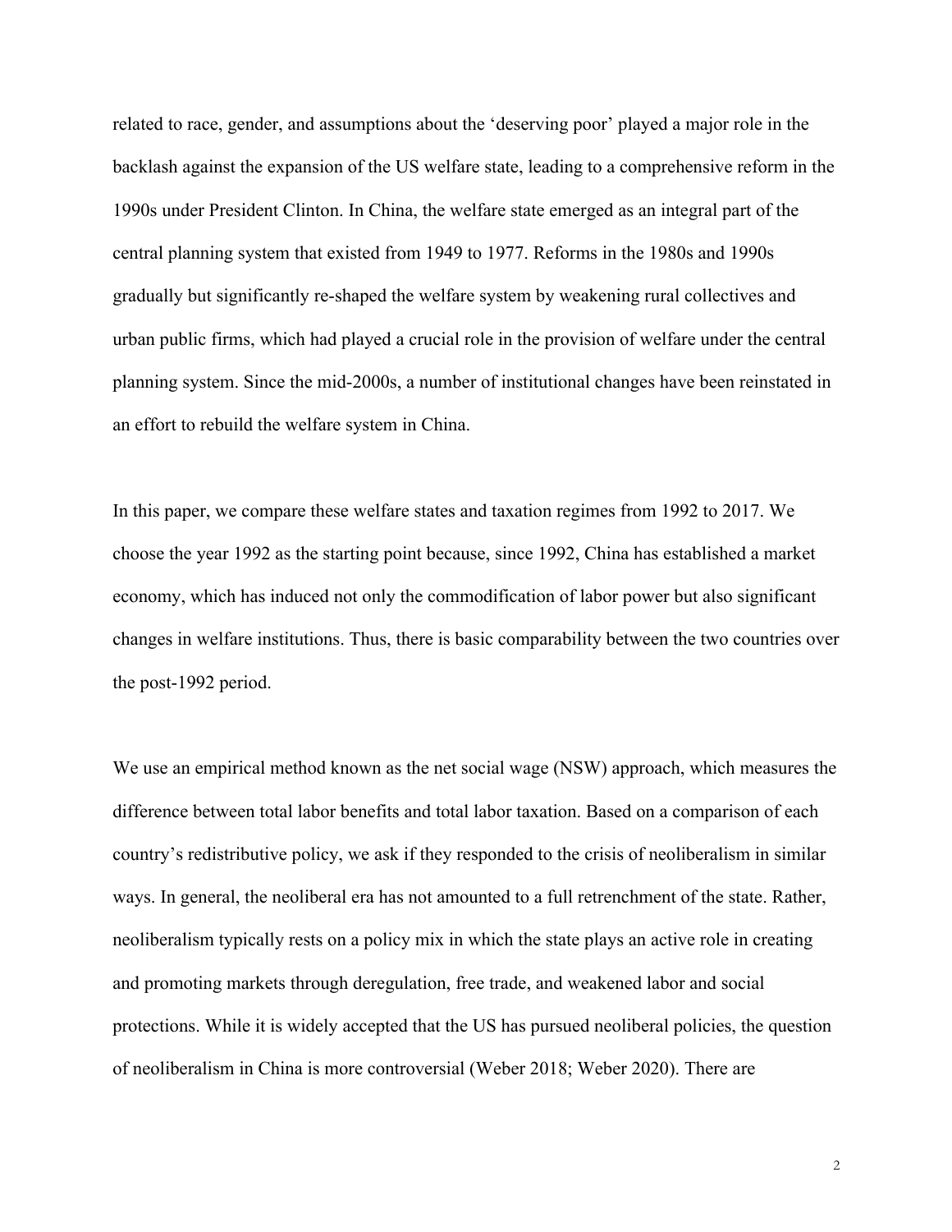related to race, gender, and assumptions about the 'deserving poor' played a major role in the backlash against the expansion of the US welfare state, leading to a comprehensive reform in the 1990s under President Clinton. In China, the welfare state emerged as an integral part of the central planning system that existed from 1949 to 1977. Reforms in the 1980s and 1990s gradually but significantly re-shaped the welfare system by weakening rural collectives and urban public firms, which had played a crucial role in the provision of welfare under the central planning system. Since the mid-2000s, a number of institutional changes have been reinstated in an effort to rebuild the welfare system in China.

In this paper, we compare these welfare states and taxation regimes from 1992 to 2017. We choose the year 1992 as the starting point because, since 1992, China has established a market economy, which has induced not only the commodification of labor power but also significant changes in welfare institutions. Thus, there is basic comparability between the two countries over the post-1992 period.

We use an empirical method known as the net social wage (NSW) approach, which measures the difference between total labor benefits and total labor taxation. Based on a comparison of each country's redistributive policy, we ask if they responded to the crisis of neoliberalism in similar ways. In general, the neoliberal era has not amounted to a full retrenchment of the state. Rather, neoliberalism typically rests on a policy mix in which the state plays an active role in creating and promoting markets through deregulation, free trade, and weakened labor and social protections. While it is widely accepted that the US has pursued neoliberal policies, the question of neoliberalism in China is more controversial (Weber 2018; Weber 2020). There are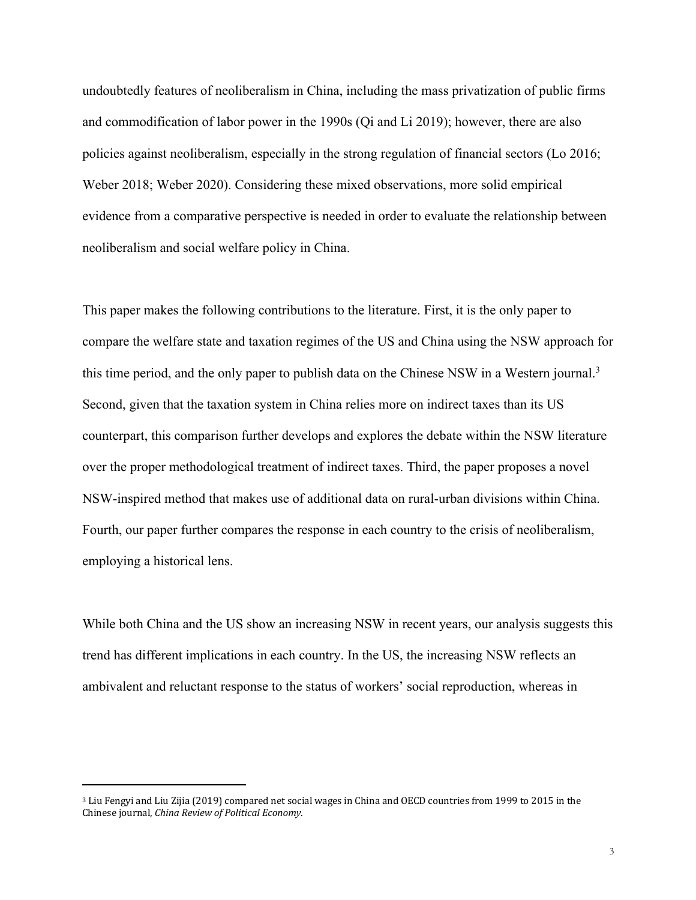undoubtedly features of neoliberalism in China, including the mass privatization of public firms and commodification of labor power in the 1990s (Qi and Li 2019); however, there are also policies against neoliberalism, especially in the strong regulation of financial sectors (Lo 2016; Weber 2018; Weber 2020). Considering these mixed observations, more solid empirical evidence from a comparative perspective is needed in order to evaluate the relationship between neoliberalism and social welfare policy in China.

This paper makes the following contributions to the literature. First, it is the only paper to compare the welfare state and taxation regimes of the US and China using the NSW approach for this time period, and the only paper to publish data on the Chinese NSW in a Western journal.[3] Second, given that the taxation system in China relies more on indirect taxes than its US counterpart, this comparison further develops and explores the debate within the NSW literature over the proper methodological treatment of indirect taxes. Third, the paper proposes a novel NSW-inspired method that makes use of additional data on rural-urban divisions within China. Fourth, our paper further compares the response in each country to the crisis of neoliberalism, employing a historical lens.

While both China and the US show an increasing NSW in recent years, our analysis suggests this trend has different implications in each country. In the US, the increasing NSW reflects an ambivalent and reluctant response to the status of workers' social reproduction, whereas in

[3] Liu Fengyi and Liu Zijia (2019) compared net social wages in China and OECD countries from 1999 to 2015 in the Chinese journal, *China Review of Political Economy*.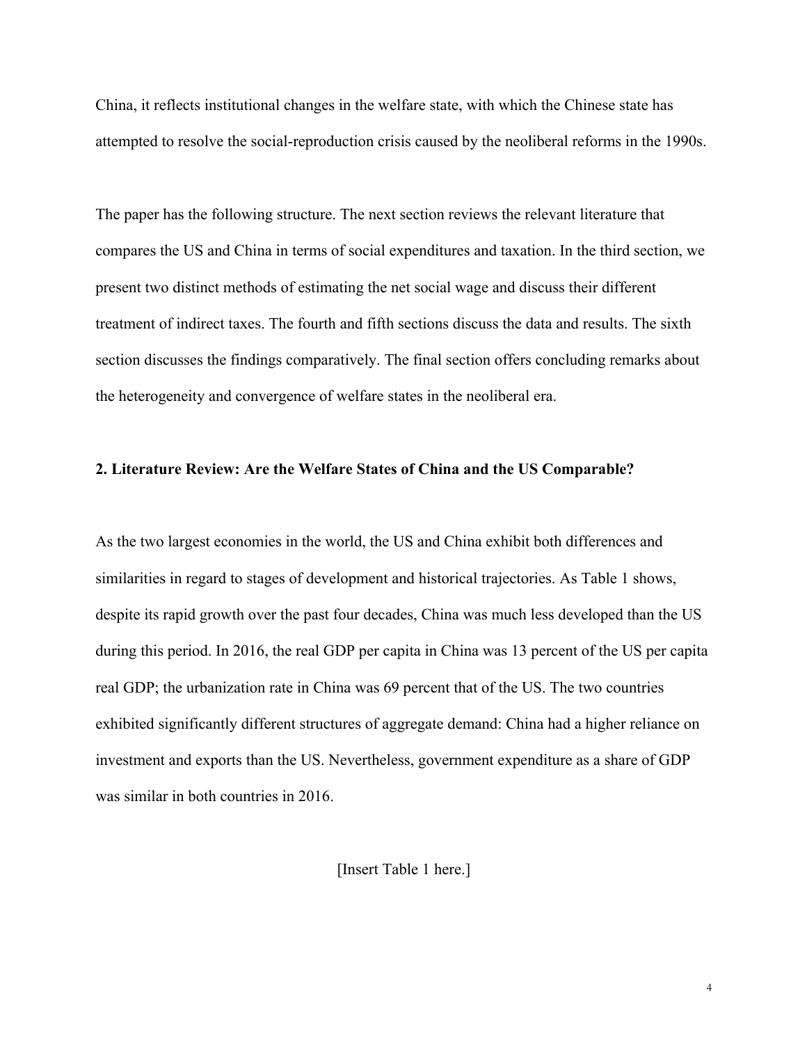China, it reflects institutional changes in the welfare state, with which the Chinese state has attempted to resolve the social-reproduction crisis caused by the neoliberal reforms in the 1990s.

The paper has the following structure. The next section reviews the relevant literature that compares the US and China in terms of social expenditures and taxation. In the third section, we present two distinct methods of estimating the net social wage and discuss their different treatment of indirect taxes. The fourth and fifth sections discuss the data and results. The sixth section discusses the findings comparatively. The final section offers concluding remarks about the heterogeneity and convergence of welfare states in the neoliberal era.

## 2. Literature Review: Are the Welfare States of China and the US Comparable?

As the two largest economies in the world, the US and China exhibit both differences and similarities in regard to stages of development and historical trajectories. As Table 1 shows, despite its rapid growth over the past four decades, China was much less developed than the US during this period. In 2016, the real GDP per capita in China was 13 percent of the US per capita real GDP; the urbanization rate in China was 69 percent that of the US. The two countries exhibited significantly different structures of aggregate demand: China had a higher reliance on investment and exports than the US. Nevertheless, government expenditure as a share of GDP was similar in both countries in 2016.

[Insert Table 1 here.]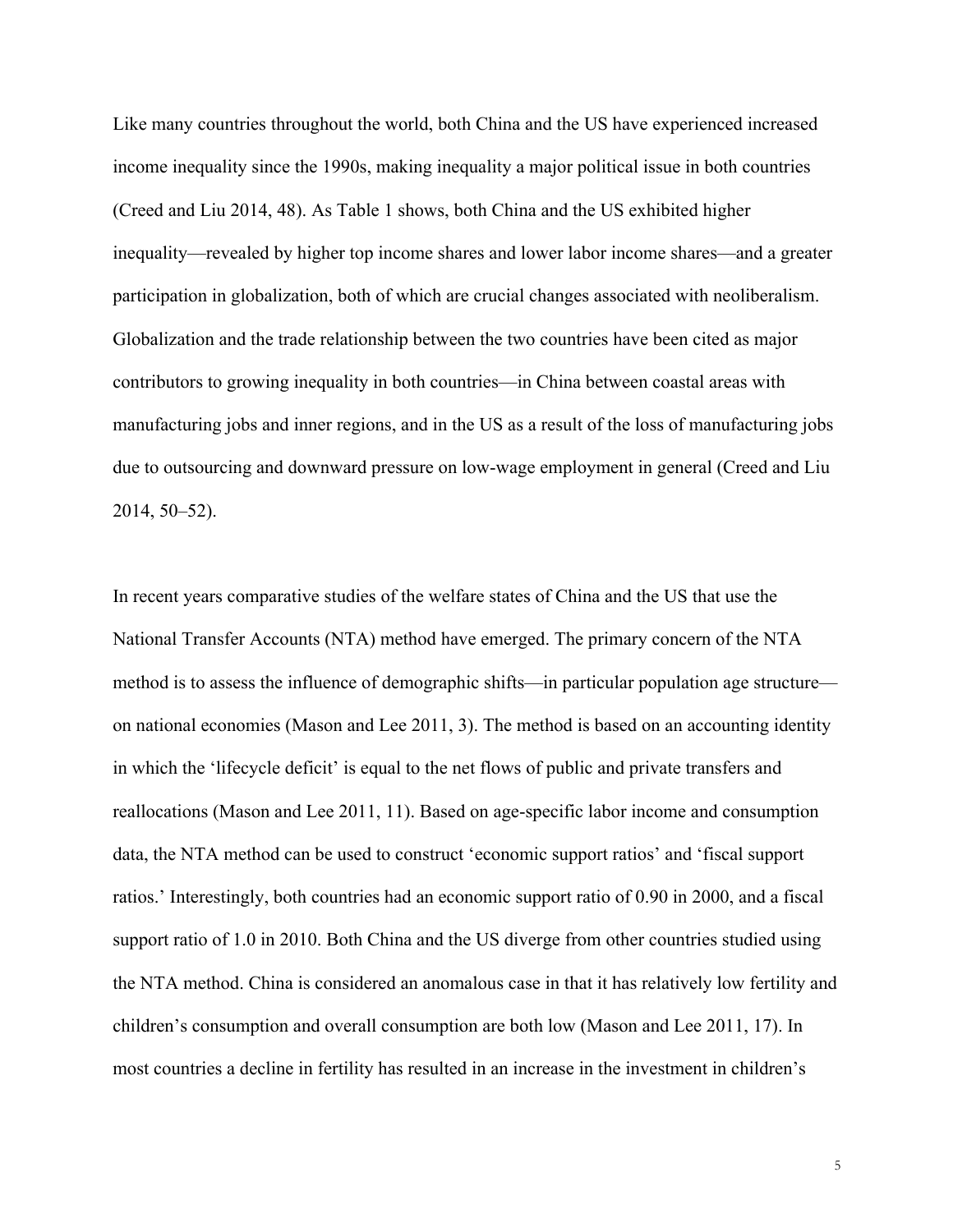Like many countries throughout the world, both China and the US have experienced increased income inequality since the 1990s, making inequality a major political issue in both countries (Creed and Liu 2014, 48). As Table 1 shows, both China and the US exhibited higher inequality—revealed by higher top income shares and lower labor income shares—and a greater participation in globalization, both of which are crucial changes associated with neoliberalism. Globalization and the trade relationship between the two countries have been cited as major contributors to growing inequality in both countries—in China between coastal areas with manufacturing jobs and inner regions, and in the US as a result of the loss of manufacturing jobs due to outsourcing and downward pressure on low-wage employment in general (Creed and Liu 2014, 50–52).

In recent years comparative studies of the welfare states of China and the US that use the National Transfer Accounts (NTA) method have emerged. The primary concern of the NTA method is to assess the influence of demographic shifts—in particular population age structure—on national economies (Mason and Lee 2011, 3). The method is based on an accounting identity in which the 'lifecycle deficit' is equal to the net flows of public and private transfers and reallocations (Mason and Lee 2011, 11). Based on age-specific labor income and consumption data, the NTA method can be used to construct 'economic support ratios' and 'fiscal support ratios.' Interestingly, both countries had an economic support ratio of 0.90 in 2000, and a fiscal support ratio of 1.0 in 2010. Both China and the US diverge from other countries studied using the NTA method. China is considered an anomalous case in that it has relatively low fertility and children's consumption and overall consumption are both low (Mason and Lee 2011, 17). In most countries a decline in fertility has resulted in an increase in the investment in children's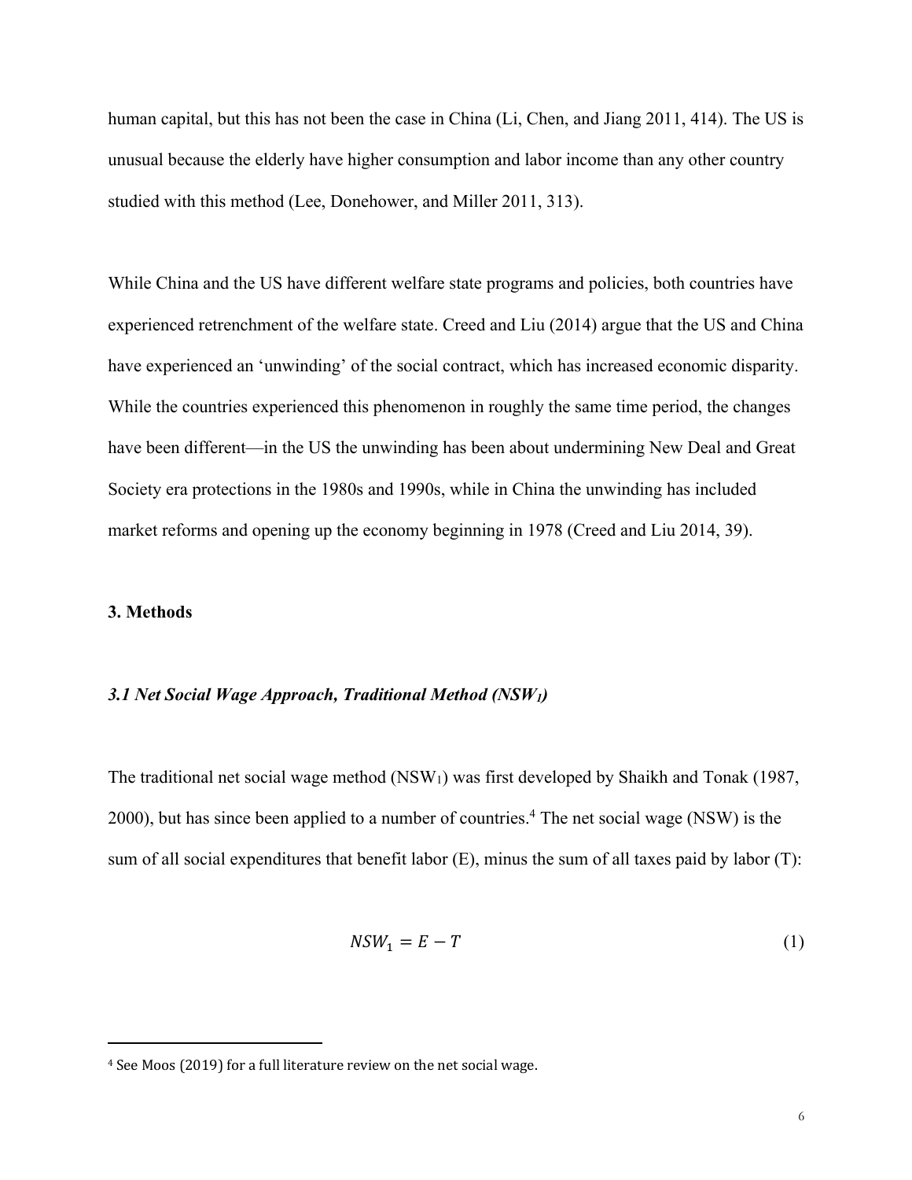human capital, but this has not been the case in China (Li, Chen, and Jiang 2011, 414). The US is unusual because the elderly have higher consumption and labor income than any other country studied with this method (Lee, Donehower, and Miller 2011, 313).

While China and the US have different welfare state programs and policies, both countries have experienced retrenchment of the welfare state. Creed and Liu (2014) argue that the US and China have experienced an 'unwinding' of the social contract, which has increased economic disparity. While the countries experienced this phenomenon in roughly the same time period, the changes have been different—in the US the unwinding has been about undermining New Deal and Great Society era protections in the 1980s and 1990s, while in China the unwinding has included market reforms and opening up the economy beginning in 1978 (Creed and Liu 2014, 39).

## 3. Methods

### *3.1 Net Social Wage Approach, Traditional Method ($NSW_1$)*

The traditional net social wage method ($NSW_1$) was first developed by Shaikh and Tonak (1987, 2000), but has since been applied to a number of countries.[4] The net social wage (NSW) is the sum of all social expenditures that benefit labor (E), minus the sum of all taxes paid by labor (T):

$$NSW_1 = E - T \tag{1}$$

[4] See Moos (2019) for a full literature review on the net social wage.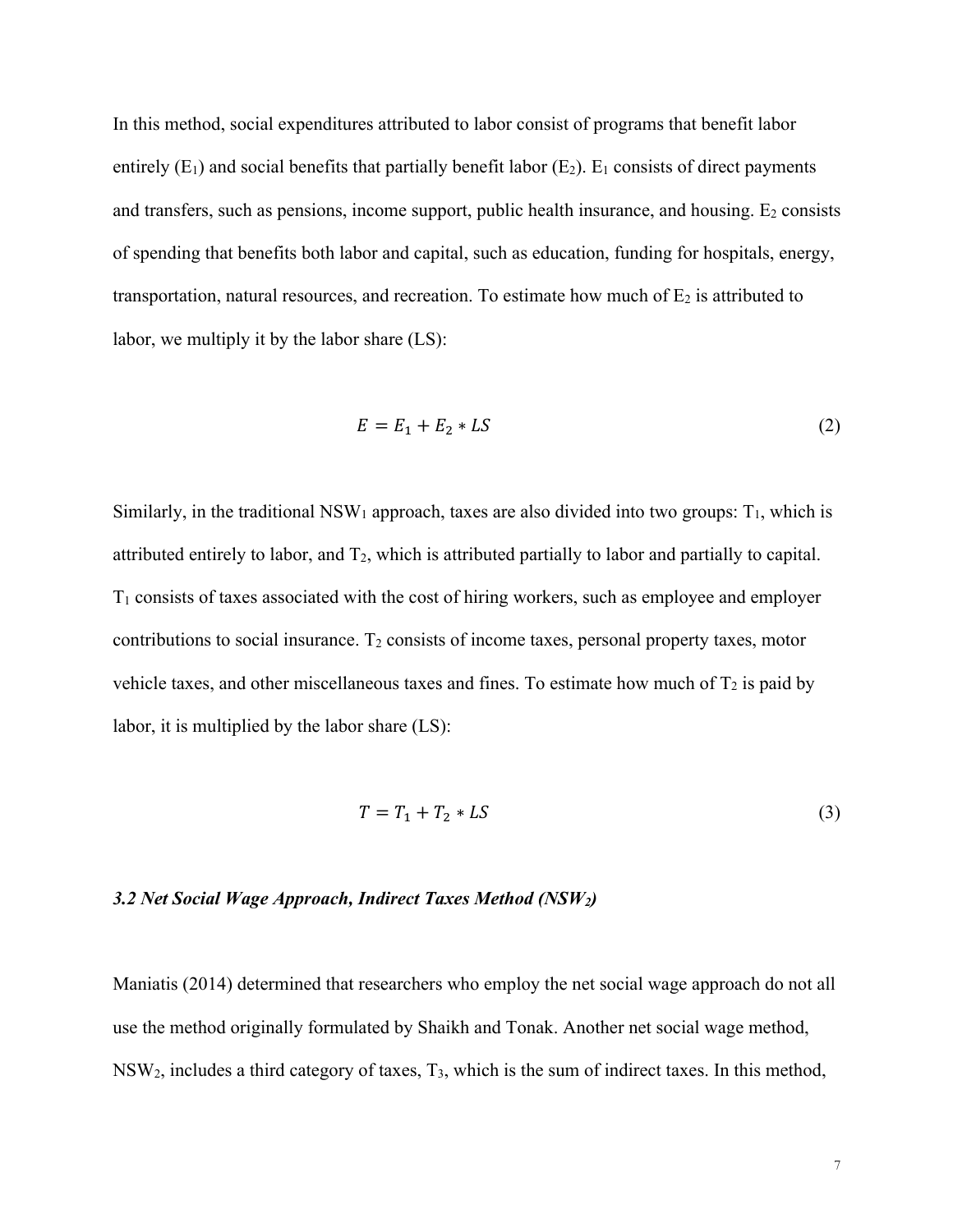In this method, social expenditures attributed to labor consist of programs that benefit labor entirely ($E_1$) and social benefits that partially benefit labor ($E_2$). $E_1$ consists of direct payments and transfers, such as pensions, income support, public health insurance, and housing. $E_2$ consists of spending that benefits both labor and capital, such as education, funding for hospitals, energy, transportation, natural resources, and recreation. To estimate how much of $E_2$ is attributed to labor, we multiply it by the labor share (LS):

$$E = E_1 + E_2 * LS \tag{2}$$

Similarly, in the traditional $NSW_1$ approach, taxes are also divided into two groups: $T_1$, which is attributed entirely to labor, and $T_2$, which is attributed partially to labor and partially to capital. $T_1$ consists of taxes associated with the cost of hiring workers, such as employee and employer contributions to social insurance. $T_2$ consists of income taxes, personal property taxes, motor vehicle taxes, and other miscellaneous taxes and fines. To estimate how much of $T_2$ is paid by labor, it is multiplied by the labor share (LS):

$$T = T_1 + T_2 * LS \tag{3}$$

### *3.2 Net Social Wage Approach, Indirect Taxes Method ($NSW_2$)*

Maniatis (2014) determined that researchers who employ the net social wage approach do not all use the method originally formulated by Shaikh and Tonak. Another net social wage method, $NSW_2$, includes a third category of taxes, $T_3$, which is the sum of indirect taxes. In this method,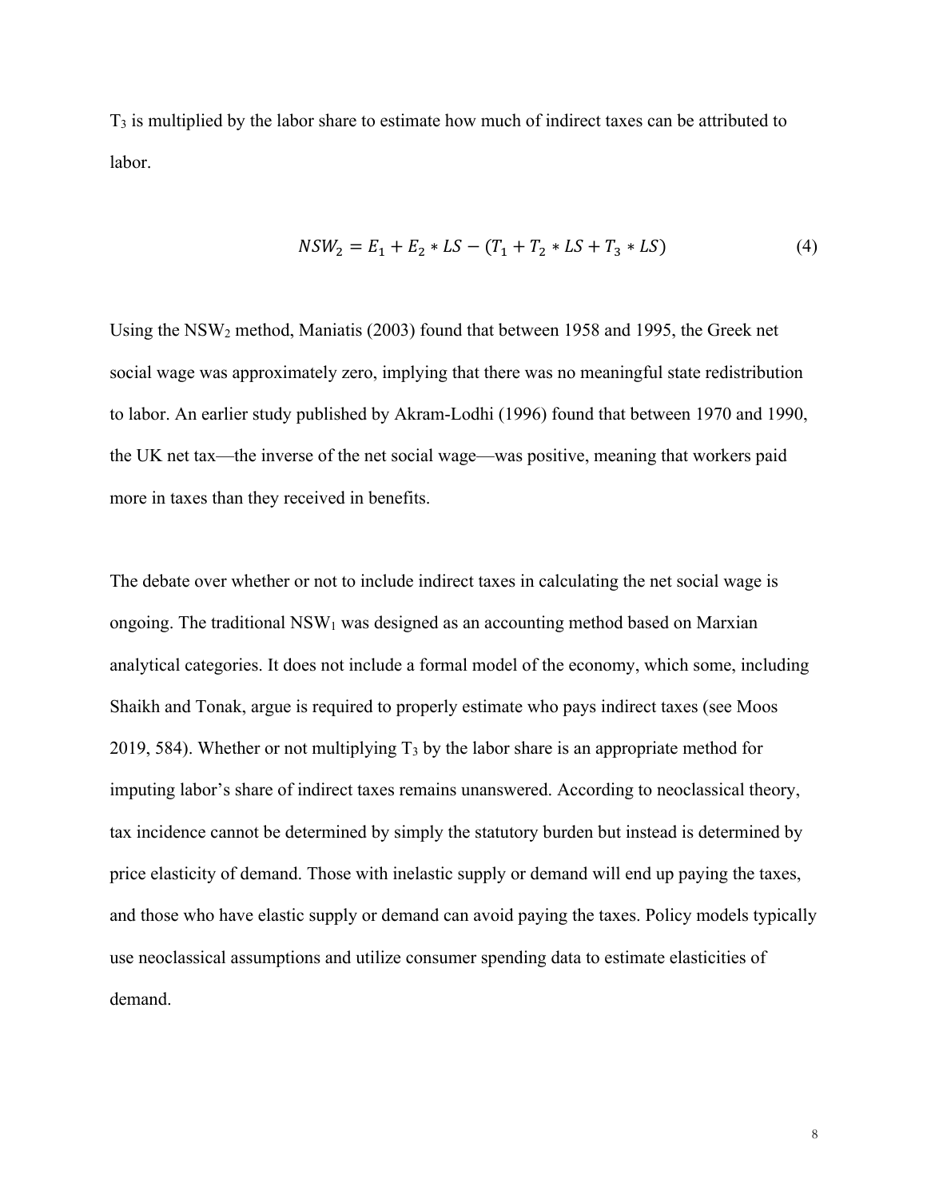$T_3$ is multiplied by the labor share to estimate how much of indirect taxes can be attributed to labor.

$$NSW_2 = E_1 + E_2 * LS - (T_1 + T_2 * LS + T_3 * LS) \tag{4}$$

Using the $NSW_2$ method, Maniatis (2003) found that between 1958 and 1995, the Greek net social wage was approximately zero, implying that there was no meaningful state redistribution to labor. An earlier study published by Akram-Lodhi (1996) found that between 1970 and 1990, the UK net tax—the inverse of the net social wage—was positive, meaning that workers paid more in taxes than they received in benefits.

The debate over whether or not to include indirect taxes in calculating the net social wage is ongoing. The traditional $NSW_1$ was designed as an accounting method based on Marxian analytical categories. It does not include a formal model of the economy, which some, including Shaikh and Tonak, argue is required to properly estimate who pays indirect taxes (see Moos 2019, 584). Whether or not multiplying $T_3$ by the labor share is an appropriate method for imputing labor's share of indirect taxes remains unanswered. According to neoclassical theory, tax incidence cannot be determined by simply the statutory burden but instead is determined by price elasticity of demand. Those with inelastic supply or demand will end up paying the taxes, and those who have elastic supply or demand can avoid paying the taxes. Policy models typically use neoclassical assumptions and utilize consumer spending data to estimate elasticities of demand.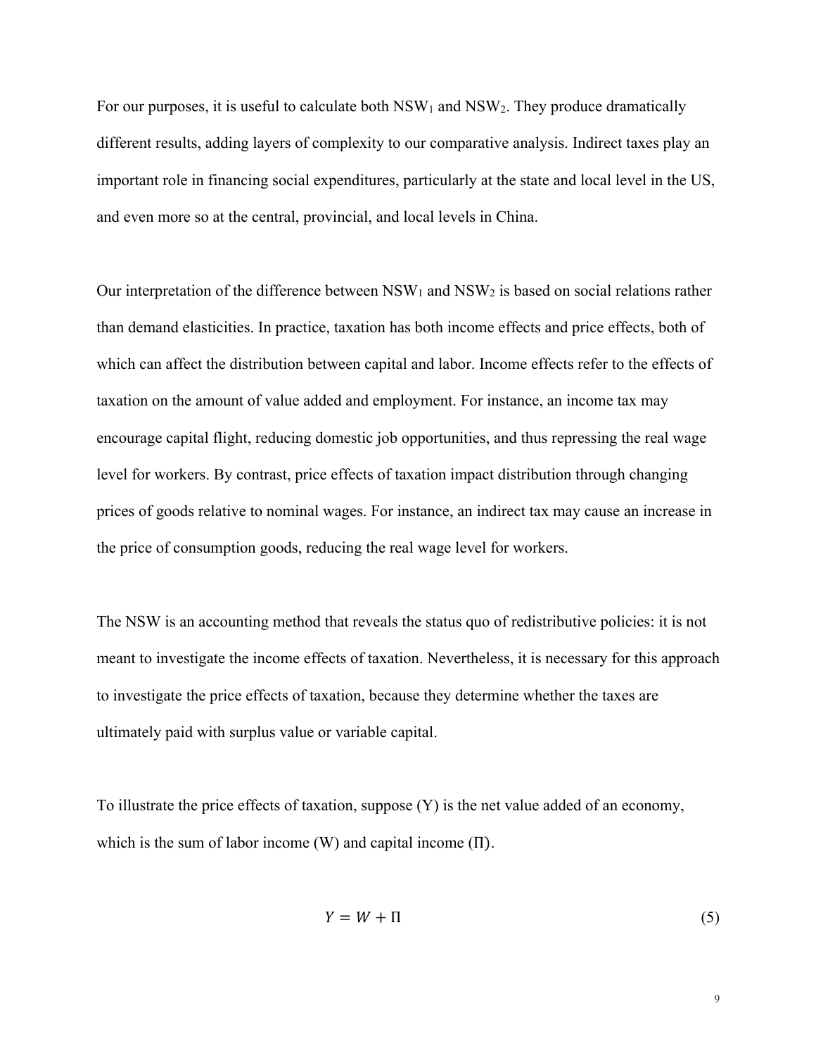For our purposes, it is useful to calculate both $NSW_1$ and $NSW_2$. They produce dramatically different results, adding layers of complexity to our comparative analysis. Indirect taxes play an important role in financing social expenditures, particularly at the state and local level in the US, and even more so at the central, provincial, and local levels in China.

Our interpretation of the difference between $NSW_1$ and $NSW_2$ is based on social relations rather than demand elasticities. In practice, taxation has both income effects and price effects, both of which can affect the distribution between capital and labor. Income effects refer to the effects of taxation on the amount of value added and employment. For instance, an income tax may encourage capital flight, reducing domestic job opportunities, and thus repressing the real wage level for workers. By contrast, price effects of taxation impact distribution through changing prices of goods relative to nominal wages. For instance, an indirect tax may cause an increase in the price of consumption goods, reducing the real wage level for workers.

The NSW is an accounting method that reveals the status quo of redistributive policies: it is not meant to investigate the income effects of taxation. Nevertheless, it is necessary for this approach to investigate the price effects of taxation, because they determine whether the taxes are ultimately paid with surplus value or variable capital.

To illustrate the price effects of taxation, suppose ($Y$) is the net value added of an economy, which is the sum of labor income ($W$) and capital income ($\Pi$).

$$Y = W + \Pi \tag{5}$$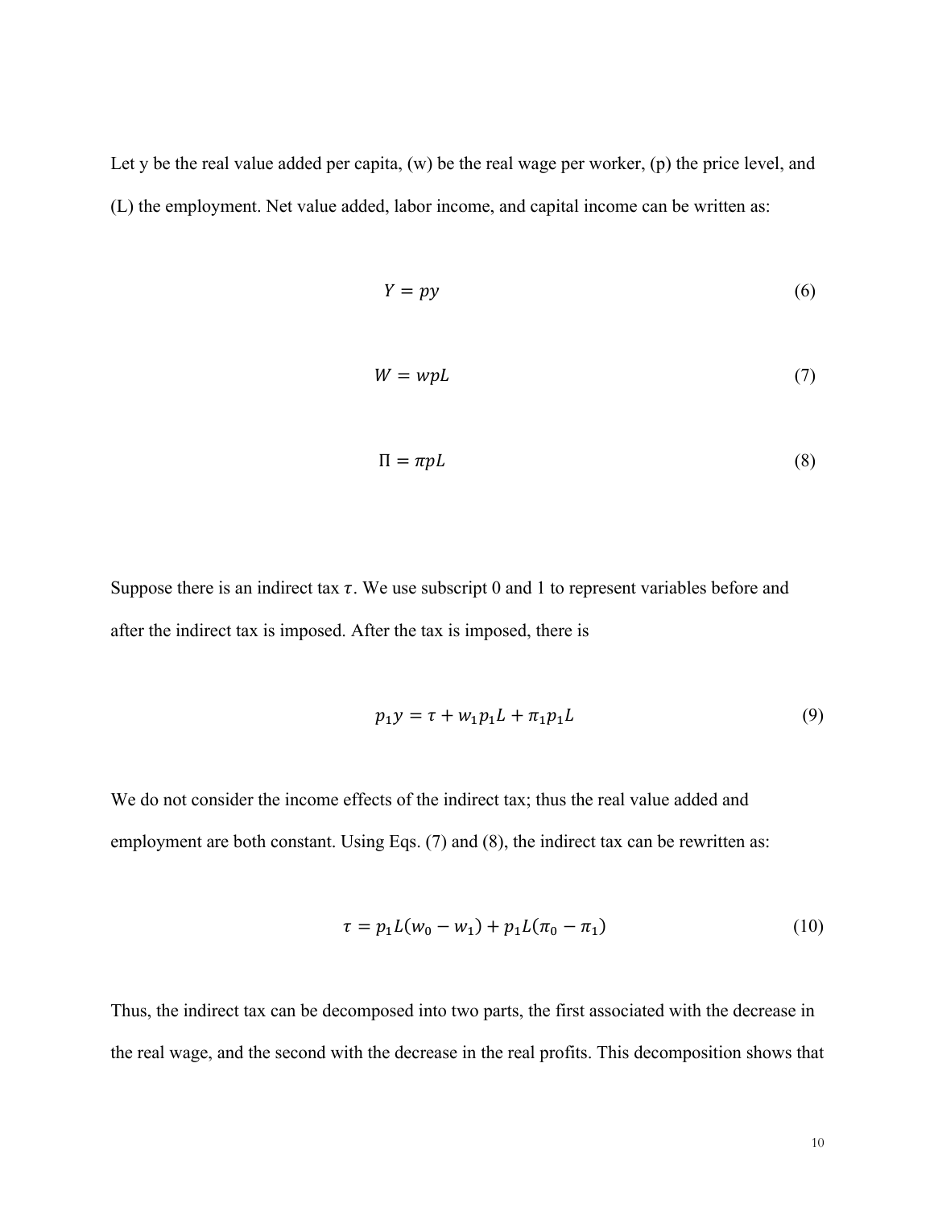Let y be the real value added per capita, (w) be the real wage per worker, (p) the price level, and (L) the employment. Net value added, labor income, and capital income can be written as:

$$Y = py \tag{6}$$

$$W = wpL \tag{7}$$

$$\Pi = \pi pL \tag{8}$$

Suppose there is an indirect tax $\tau$. We use subscript 0 and 1 to represent variables before and after the indirect tax is imposed. After the tax is imposed, there is

$$p_1 y = \tau + w_1 p_1 L + \pi_1 p_1 L \tag{9}$$

We do not consider the income effects of the indirect tax; thus the real value added and employment are both constant. Using Eqs. (7) and (8), the indirect tax can be rewritten as:

$$\tau = p_1 L(w_0 - w_1) + p_1 L(\pi_0 - \pi_1) \tag{10}$$

Thus, the indirect tax can be decomposed into two parts, the first associated with the decrease in the real wage, and the second with the decrease in the real profits. This decomposition shows that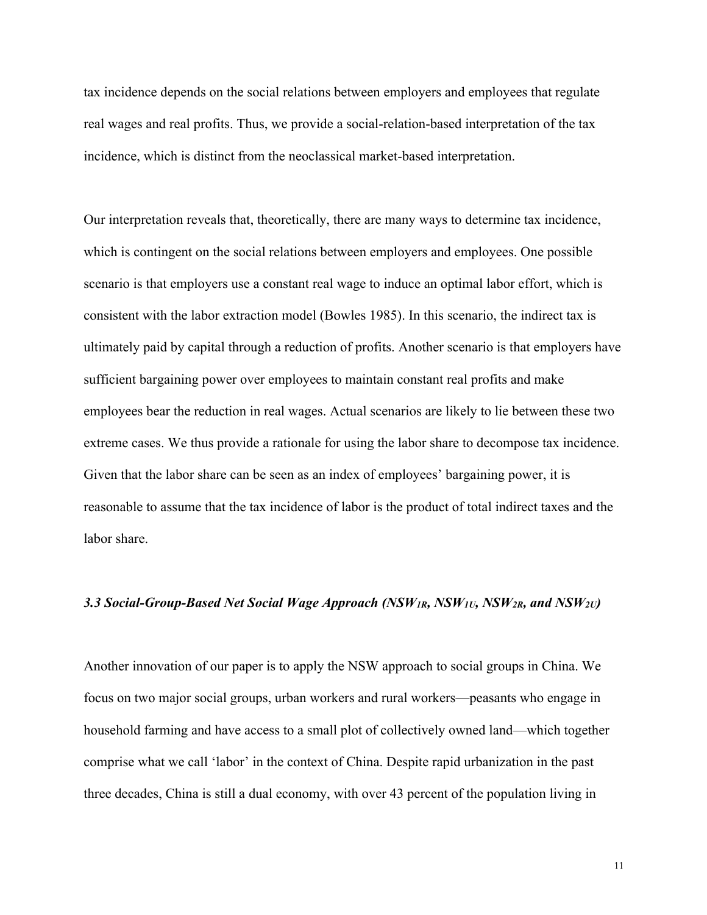tax incidence depends on the social relations between employers and employees that regulate real wages and real profits. Thus, we provide a social-relation-based interpretation of the tax incidence, which is distinct from the neoclassical market-based interpretation.

Our interpretation reveals that, theoretically, there are many ways to determine tax incidence, which is contingent on the social relations between employers and employees. One possible scenario is that employers use a constant real wage to induce an optimal labor effort, which is consistent with the labor extraction model (Bowles 1985). In this scenario, the indirect tax is ultimately paid by capital through a reduction of profits. Another scenario is that employers have sufficient bargaining power over employees to maintain constant real profits and make employees bear the reduction in real wages. Actual scenarios are likely to lie between these two extreme cases. We thus provide a rationale for using the labor share to decompose tax incidence. Given that the labor share can be seen as an index of employees' bargaining power, it is reasonable to assume that the tax incidence of labor is the product of total indirect taxes and the labor share.

### *3.3 Social-Group-Based Net Social Wage Approach ($NSW_{1R}$, $NSW_{1U}$, $NSW_{2R}$, and $NSW_{2U}$)*

Another innovation of our paper is to apply the NSW approach to social groups in China. We focus on two major social groups, urban workers and rural workers—peasants who engage in household farming and have access to a small plot of collectively owned land—which together comprise what we call 'labor' in the context of China. Despite rapid urbanization in the past three decades, China is still a dual economy, with over 43 percent of the population living in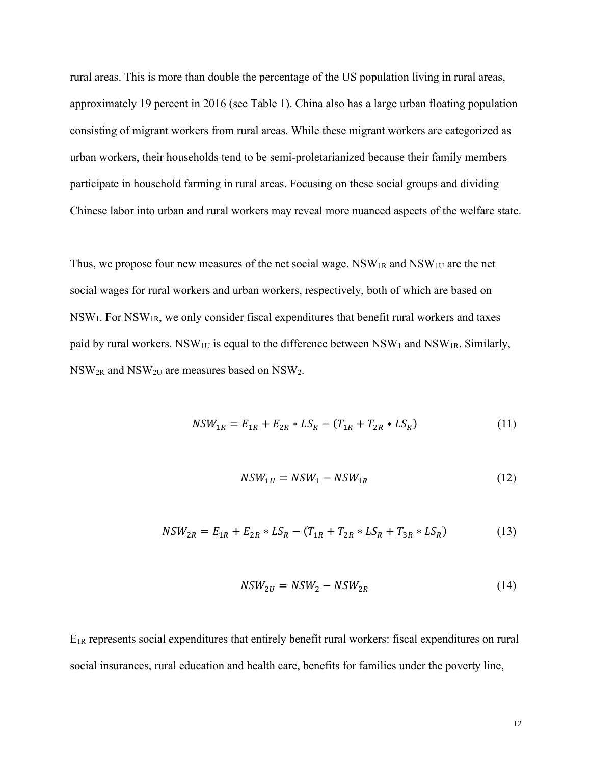rural areas. This is more than double the percentage of the US population living in rural areas, approximately 19 percent in 2016 (see Table 1). China also has a large urban floating population consisting of migrant workers from rural areas. While these migrant workers are categorized as urban workers, their households tend to be semi-proletarianized because their family members participate in household farming in rural areas. Focusing on these social groups and dividing Chinese labor into urban and rural workers may reveal more nuanced aspects of the welfare state.

Thus, we propose four new measures of the net social wage. $NSW_{1R}$ and $NSW_{1U}$ are the net social wages for rural workers and urban workers, respectively, both of which are based on $NSW_1$. For $NSW_{1R}$, we only consider fiscal expenditures that benefit rural workers and taxes paid by rural workers. $NSW_{1U}$ is equal to the difference between $NSW_1$ and $NSW_{1R}$. Similarly, $NSW_{2R}$ and $NSW_{2U}$ are measures based on $NSW_2$.

$$NSW_{1R} = E_{1R} + E_{2R} * LS_R - (T_{1R} + T_{2R} * LS_R) \tag{11}$$

$$NSW_{1U} = NSW_1 - NSW_{1R} \tag{12}$$

$$NSW_{2R} = E_{1R} + E_{2R} * LS_R - (T_{1R} + T_{2R} * LS_R + T_{3R} * LS_R) \tag{13}$$

$$NSW_{2U} = NSW_2 - NSW_{2R} \tag{14}$$

$E_{1R}$ represents social expenditures that entirely benefit rural workers: fiscal expenditures on rural social insurances, rural education and health care, benefits for families under the poverty line,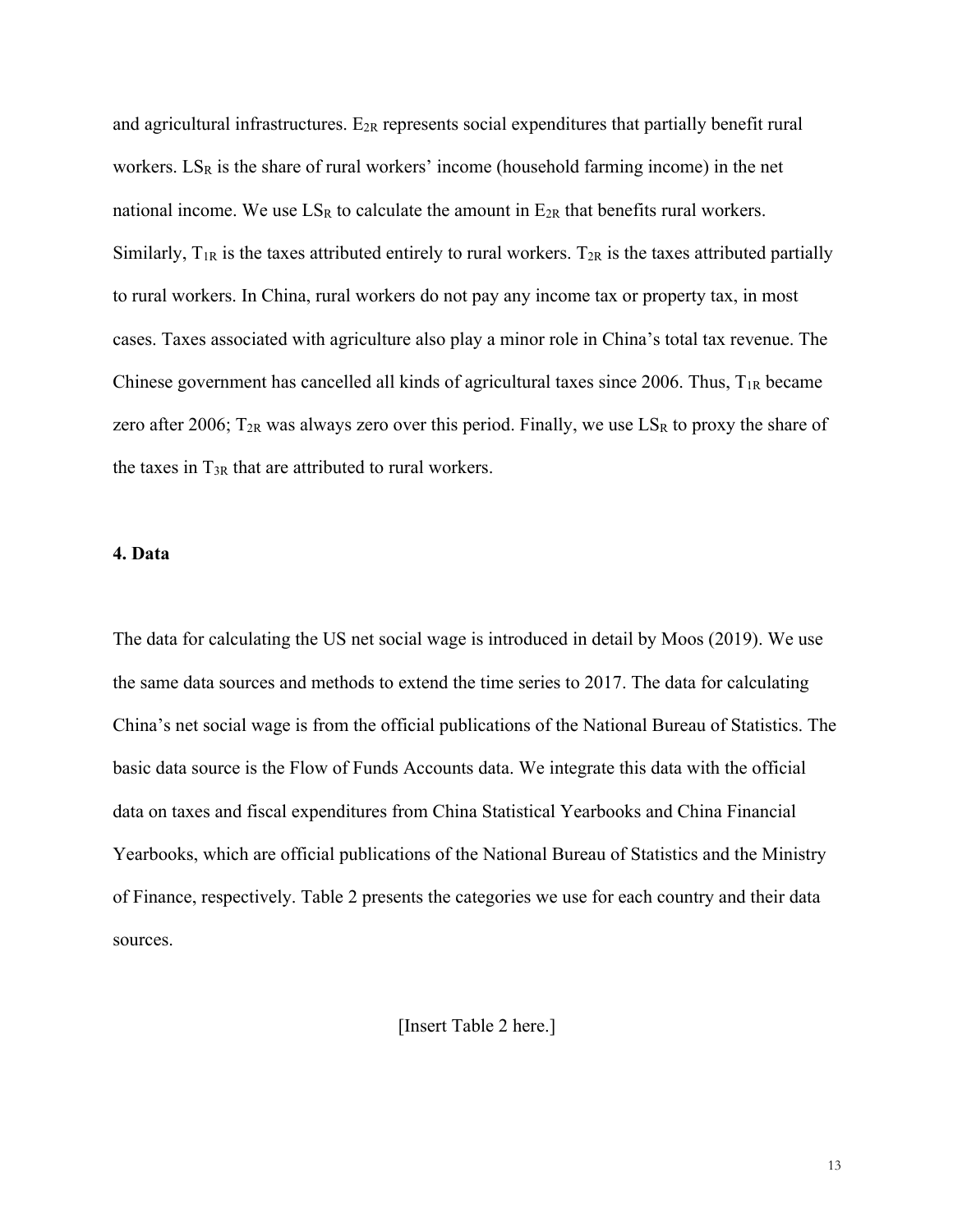and agricultural infrastructures. $E_{2R}$ represents social expenditures that partially benefit rural workers. $LS_R$ is the share of rural workers' income (household farming income) in the net national income. We use $LS_R$ to calculate the amount in $E_{2R}$ that benefits rural workers. Similarly, $T_{1R}$ is the taxes attributed entirely to rural workers. $T_{2R}$ is the taxes attributed partially to rural workers. In China, rural workers do not pay any income tax or property tax, in most cases. Taxes associated with agriculture also play a minor role in China's total tax revenue. The Chinese government has cancelled all kinds of agricultural taxes since 2006. Thus, $T_{1R}$ became zero after 2006; $T_{2R}$ was always zero over this period. Finally, we use $LS_R$ to proxy the share of the taxes in $T_{3R}$ that are attributed to rural workers.

## 4. Data

The data for calculating the US net social wage is introduced in detail by Moos (2019). We use the same data sources and methods to extend the time series to 2017. The data for calculating China's net social wage is from the official publications of the National Bureau of Statistics. The basic data source is the Flow of Funds Accounts data. We integrate this data with the official data on taxes and fiscal expenditures from China Statistical Yearbooks and China Financial Yearbooks, which are official publications of the National Bureau of Statistics and the Ministry of Finance, respectively. Table 2 presents the categories we use for each country and their data sources.

[Insert Table 2 here.]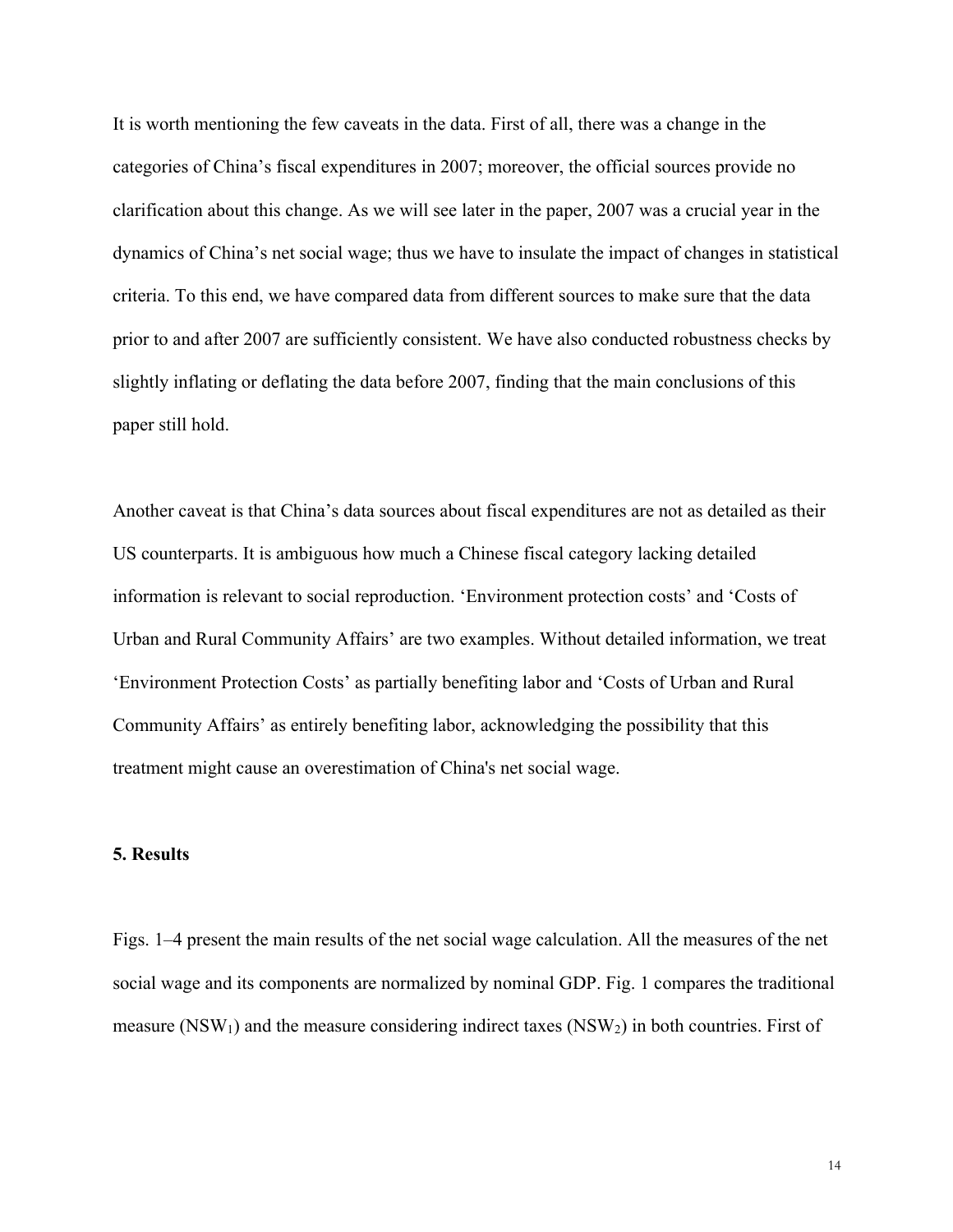It is worth mentioning the few caveats in the data. First of all, there was a change in the categories of China's fiscal expenditures in 2007; moreover, the official sources provide no clarification about this change. As we will see later in the paper, 2007 was a crucial year in the dynamics of China's net social wage; thus we have to insulate the impact of changes in statistical criteria. To this end, we have compared data from different sources to make sure that the data prior to and after 2007 are sufficiently consistent. We have also conducted robustness checks by slightly inflating or deflating the data before 2007, finding that the main conclusions of this paper still hold.

Another caveat is that China's data sources about fiscal expenditures are not as detailed as their US counterparts. It is ambiguous how much a Chinese fiscal category lacking detailed information is relevant to social reproduction. 'Environment protection costs' and 'Costs of Urban and Rural Community Affairs' are two examples. Without detailed information, we treat 'Environment Protection Costs' as partially benefiting labor and 'Costs of Urban and Rural Community Affairs' as entirely benefiting labor, acknowledging the possibility that this treatment might cause an overestimation of China's net social wage.

## 5. Results

Figs. 1–4 present the main results of the net social wage calculation. All the measures of the net social wage and its components are normalized by nominal GDP. Fig. 1 compares the traditional measure ($NSW_1$) and the measure considering indirect taxes ($NSW_2$) in both countries. First of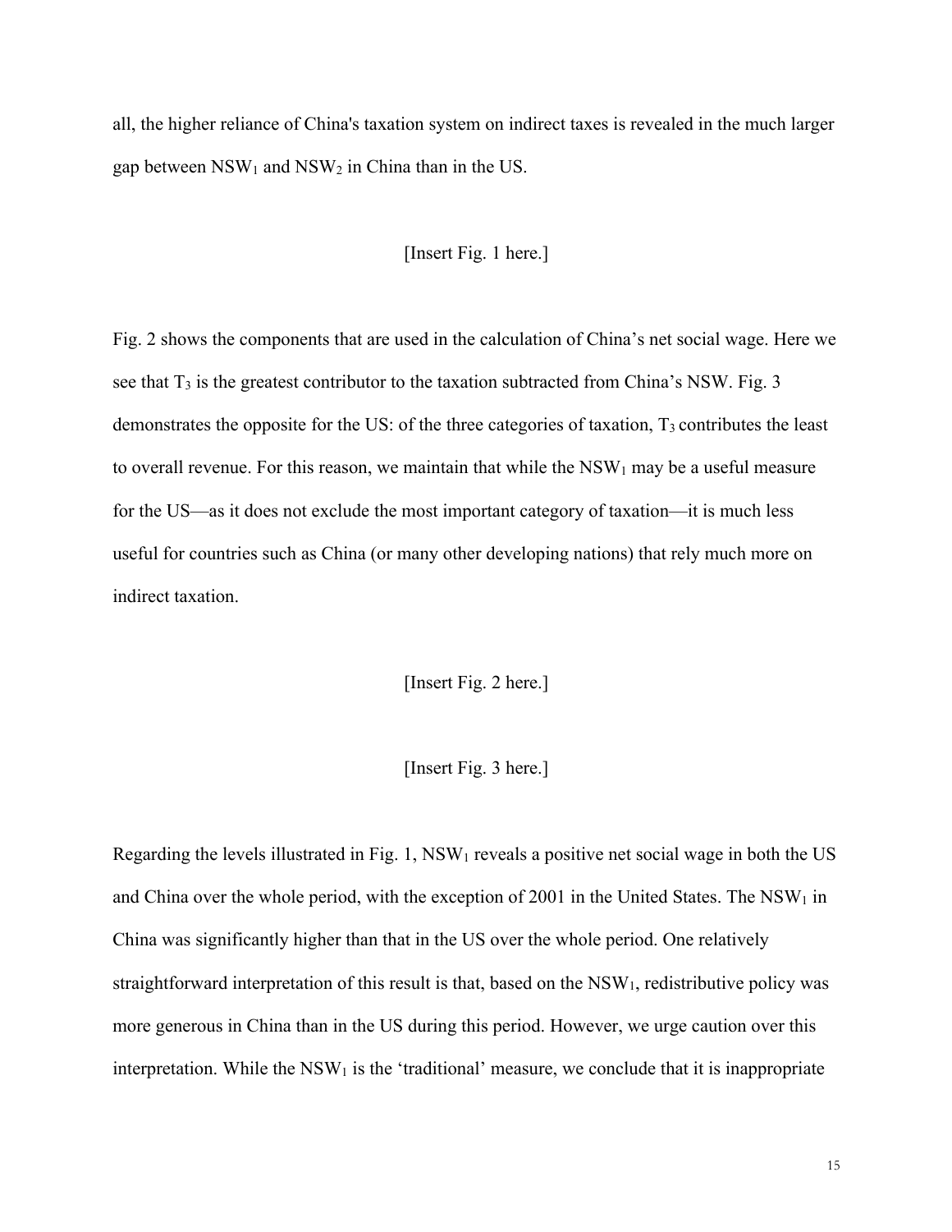all, the higher reliance of China's taxation system on indirect taxes is revealed in the much larger gap between $NSW_1$ and $NSW_2$ in China than in the US.

[Insert Fig. 1 here.]

Fig. 2 shows the components that are used in the calculation of China's net social wage. Here we see that $T_3$ is the greatest contributor to the taxation subtracted from China's NSW. Fig. 3 demonstrates the opposite for the US: of the three categories of taxation, $T_3$ contributes the least to overall revenue. For this reason, we maintain that while the $NSW_1$ may be a useful measure for the US—as it does not exclude the most important category of taxation—it is much less useful for countries such as China (or many other developing nations) that rely much more on indirect taxation.

[Insert Fig. 2 here.]

[Insert Fig. 3 here.]

Regarding the levels illustrated in Fig. 1, $NSW_1$ reveals a positive net social wage in both the US and China over the whole period, with the exception of 2001 in the United States. The $NSW_1$ in China was significantly higher than that in the US over the whole period. One relatively straightforward interpretation of this result is that, based on the $NSW_1$, redistributive policy was more generous in China than in the US during this period. However, we urge caution over this interpretation. While the $NSW_1$ is the 'traditional' measure, we conclude that it is inappropriate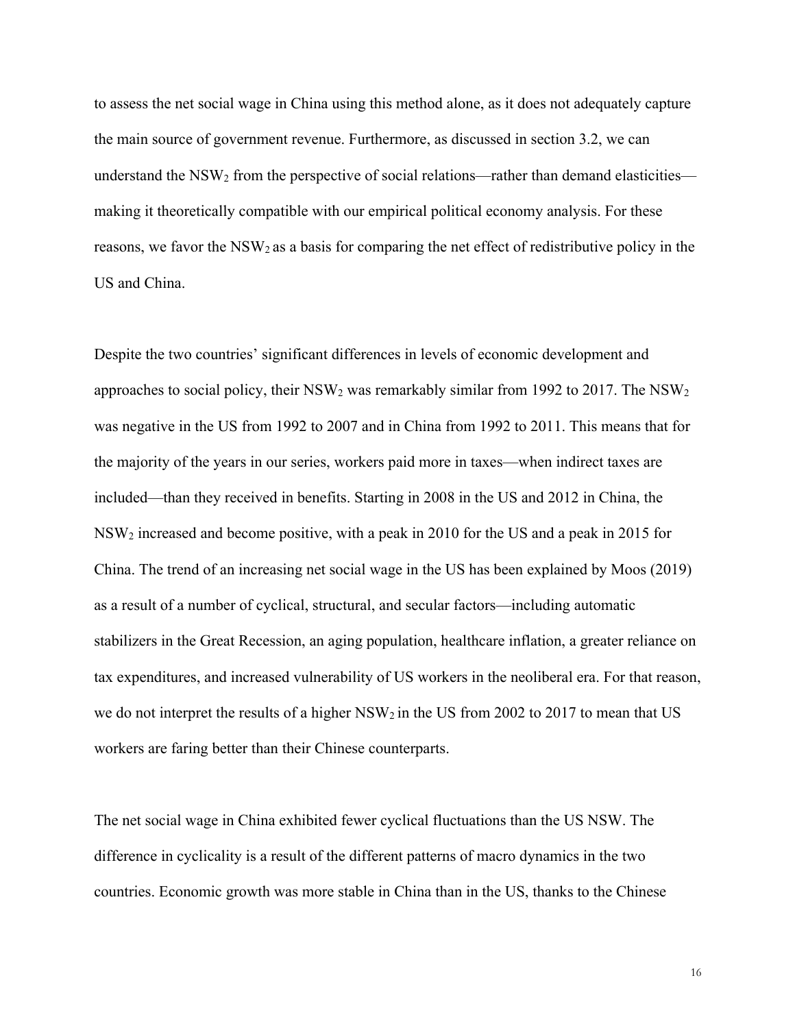to assess the net social wage in China using this method alone, as it does not adequately capture the main source of government revenue. Furthermore, as discussed in section 3.2, we can understand the $NSW_2$ from the perspective of social relations—rather than demand elasticities—making it theoretically compatible with our empirical political economy analysis. For these reasons, we favor the $NSW_2$ as a basis for comparing the net effect of redistributive policy in the US and China.

Despite the two countries' significant differences in levels of economic development and approaches to social policy, their $NSW_2$ was remarkably similar from 1992 to 2017. The $NSW_2$ was negative in the US from 1992 to 2007 and in China from 1992 to 2011. This means that for the majority of the years in our series, workers paid more in taxes—when indirect taxes are included—than they received in benefits. Starting in 2008 in the US and 2012 in China, the $NSW_2$ increased and become positive, with a peak in 2010 for the US and a peak in 2015 for China. The trend of an increasing net social wage in the US has been explained by Moos (2019) as a result of a number of cyclical, structural, and secular factors—including automatic stabilizers in the Great Recession, an aging population, healthcare inflation, a greater reliance on tax expenditures, and increased vulnerability of US workers in the neoliberal era. For that reason, we do not interpret the results of a higher $NSW_2$ in the US from 2002 to 2017 to mean that US workers are faring better than their Chinese counterparts.

The net social wage in China exhibited fewer cyclical fluctuations than the US NSW. The difference in cyclicality is a result of the different patterns of macro dynamics in the two countries. Economic growth was more stable in China than in the US, thanks to the Chinese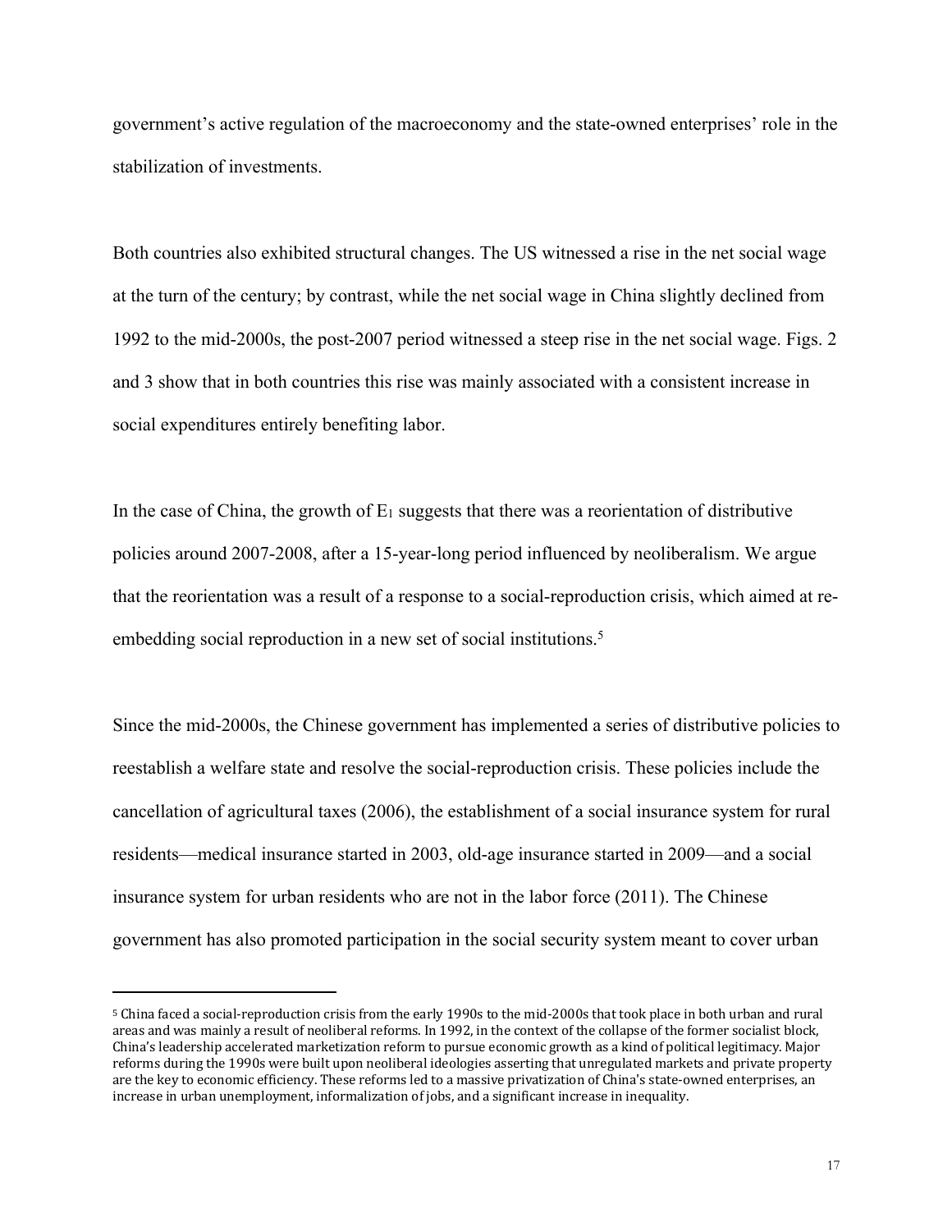government's active regulation of the macroeconomy and the state-owned enterprises' role in the stabilization of investments.

Both countries also exhibited structural changes. The US witnessed a rise in the net social wage at the turn of the century; by contrast, while the net social wage in China slightly declined from 1992 to the mid-2000s, the post-2007 period witnessed a steep rise in the net social wage. Figs. 2 and 3 show that in both countries this rise was mainly associated with a consistent increase in social expenditures entirely benefiting labor.

In the case of China, the growth of $E_1$ suggests that there was a reorientation of distributive policies around 2007-2008, after a 15-year-long period influenced by neoliberalism. We argue that the reorientation was a result of a response to a social-reproduction crisis, which aimed at re-embedding social reproduction in a new set of social institutions.[5]

Since the mid-2000s, the Chinese government has implemented a series of distributive policies to reestablish a welfare state and resolve the social-reproduction crisis. These policies include the cancellation of agricultural taxes (2006), the establishment of a social insurance system for rural residents—medical insurance started in 2003, old-age insurance started in 2009—and a social insurance system for urban residents who are not in the labor force (2011). The Chinese government has also promoted participation in the social security system meant to cover urban

[5] China faced a social-reproduction crisis from the early 1990s to the mid-2000s that took place in both urban and rural areas and was mainly a result of neoliberal reforms. In 1992, in the context of the collapse of the former socialist block, China's leadership accelerated marketization reform to pursue economic growth as a kind of political legitimacy. Major reforms during the 1990s were built upon neoliberal ideologies asserting that unregulated markets and private property are the key to economic efficiency. These reforms led to a massive privatization of China's state-owned enterprises, an increase in urban unemployment, informalization of jobs, and a significant increase in inequality.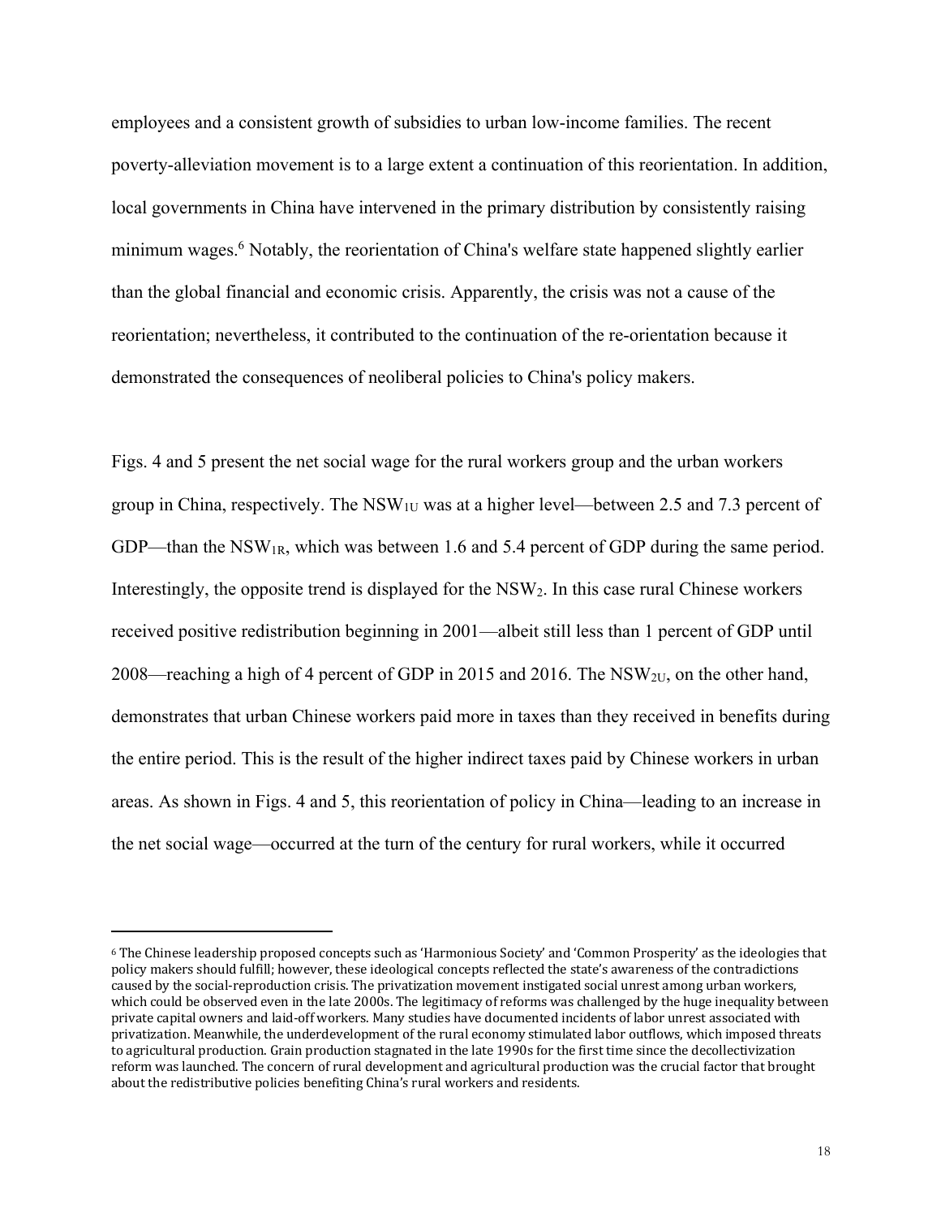employees and a consistent growth of subsidies to urban low-income families. The recent poverty-alleviation movement is to a large extent a continuation of this reorientation. In addition, local governments in China have intervened in the primary distribution by consistently raising minimum wages.[6] Notably, the reorientation of China's welfare state happened slightly earlier than the global financial and economic crisis. Apparently, the crisis was not a cause of the reorientation; nevertheless, it contributed to the continuation of the re-orientation because it demonstrated the consequences of neoliberal policies to China's policy makers.

Figs. 4 and 5 present the net social wage for the rural workers group and the urban workers group in China, respectively. The $NSW_{1U}$ was at a higher level—between 2.5 and 7.3 percent of GDP—than the $NSW_{1R}$, which was between 1.6 and 5.4 percent of GDP during the same period. Interestingly, the opposite trend is displayed for the $NSW_2$. In this case rural Chinese workers received positive redistribution beginning in 2001—albeit still less than 1 percent of GDP until 2008—reaching a high of 4 percent of GDP in 2015 and 2016. The $NSW_{2U}$, on the other hand, demonstrates that urban Chinese workers paid more in taxes than they received in benefits during the entire period. This is the result of the higher indirect taxes paid by Chinese workers in urban areas. As shown in Figs. 4 and 5, this reorientation of policy in China—leading to an increase in the net social wage—occurred at the turn of the century for rural workers, while it occurred

---

[6] The Chinese leadership proposed concepts such as 'Harmonious Society' and 'Common Prosperity' as the ideologies that policy makers should fulfill; however, these ideological concepts reflected the state's awareness of the contradictions caused by the social-reproduction crisis. The privatization movement instigated social unrest among urban workers, which could be observed even in the late 2000s. The legitimacy of reforms was challenged by the huge inequality between private capital owners and laid-off workers. Many studies have documented incidents of labor unrest associated with privatization. Meanwhile, the underdevelopment of the rural economy stimulated labor outflows, which imposed threats to agricultural production. Grain production stagnated in the late 1990s for the first time since the decollectivization reform was launched. The concern of rural development and agricultural production was the crucial factor that brought about the redistributive policies benefiting China's rural workers and residents.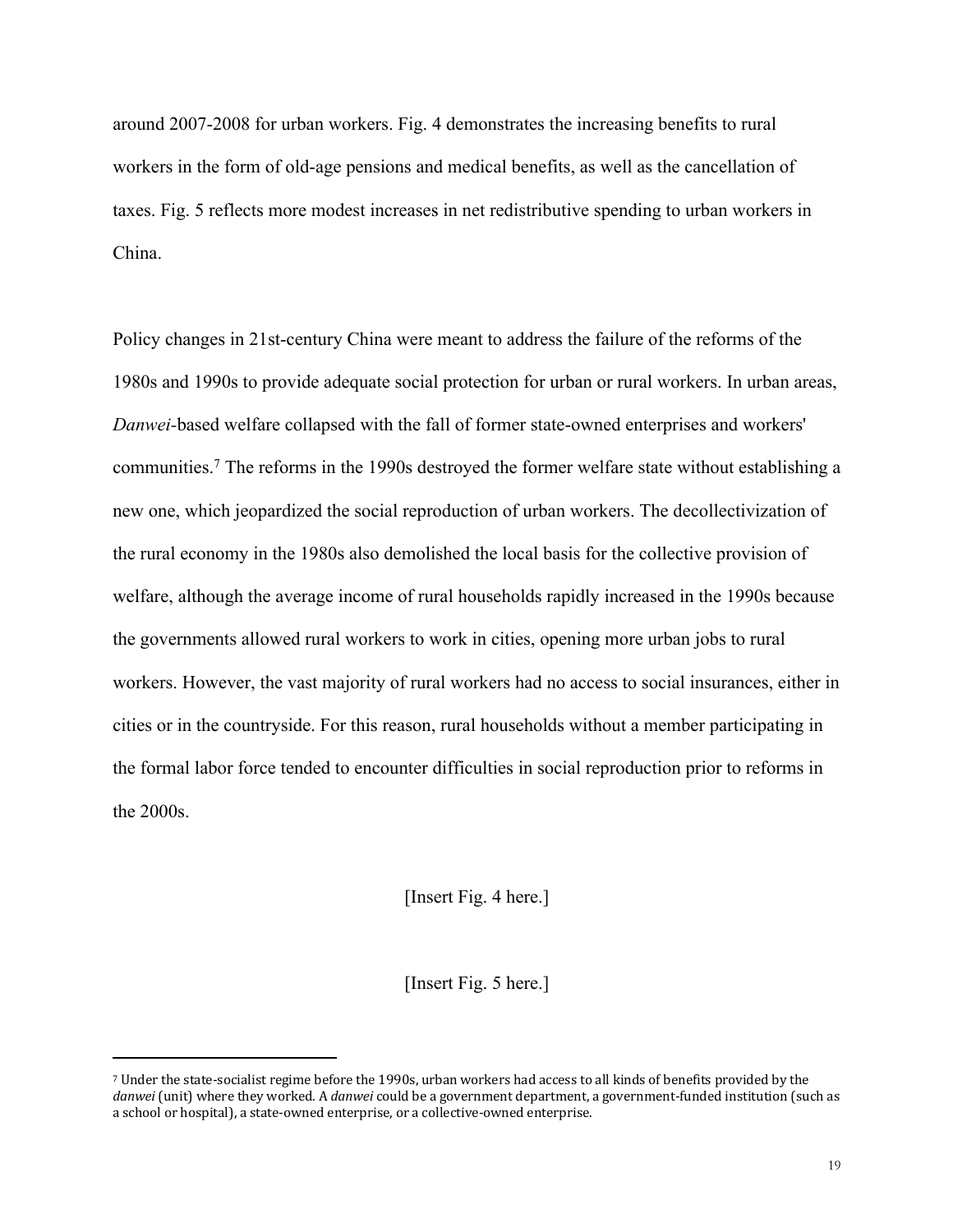around 2007-2008 for urban workers. Fig. 4 demonstrates the increasing benefits to rural workers in the form of old-age pensions and medical benefits, as well as the cancellation of taxes. Fig. 5 reflects more modest increases in net redistributive spending to urban workers in China.

Policy changes in 21st-century China were meant to address the failure of the reforms of the 1980s and 1990s to provide adequate social protection for urban or rural workers. In urban areas, *Danwei*-based welfare collapsed with the fall of former state-owned enterprises and workers' communities.[7] The reforms in the 1990s destroyed the former welfare state without establishing a new one, which jeopardized the social reproduction of urban workers. The decollectivization of the rural economy in the 1980s also demolished the local basis for the collective provision of welfare, although the average income of rural households rapidly increased in the 1990s because the governments allowed rural workers to work in cities, opening more urban jobs to rural workers. However, the vast majority of rural workers had no access to social insurances, either in cities or in the countryside. For this reason, rural households without a member participating in the formal labor force tended to encounter difficulties in social reproduction prior to reforms in the 2000s.

[Insert Fig. 4 here.]

[Insert Fig. 5 here.]

---

[7] Under the state-socialist regime before the 1990s, urban workers had access to all kinds of benefits provided by the *danwei* (unit) where they worked. A *danwei* could be a government department, a government-funded institution (such as a school or hospital), a state-owned enterprise, or a collective-owned enterprise.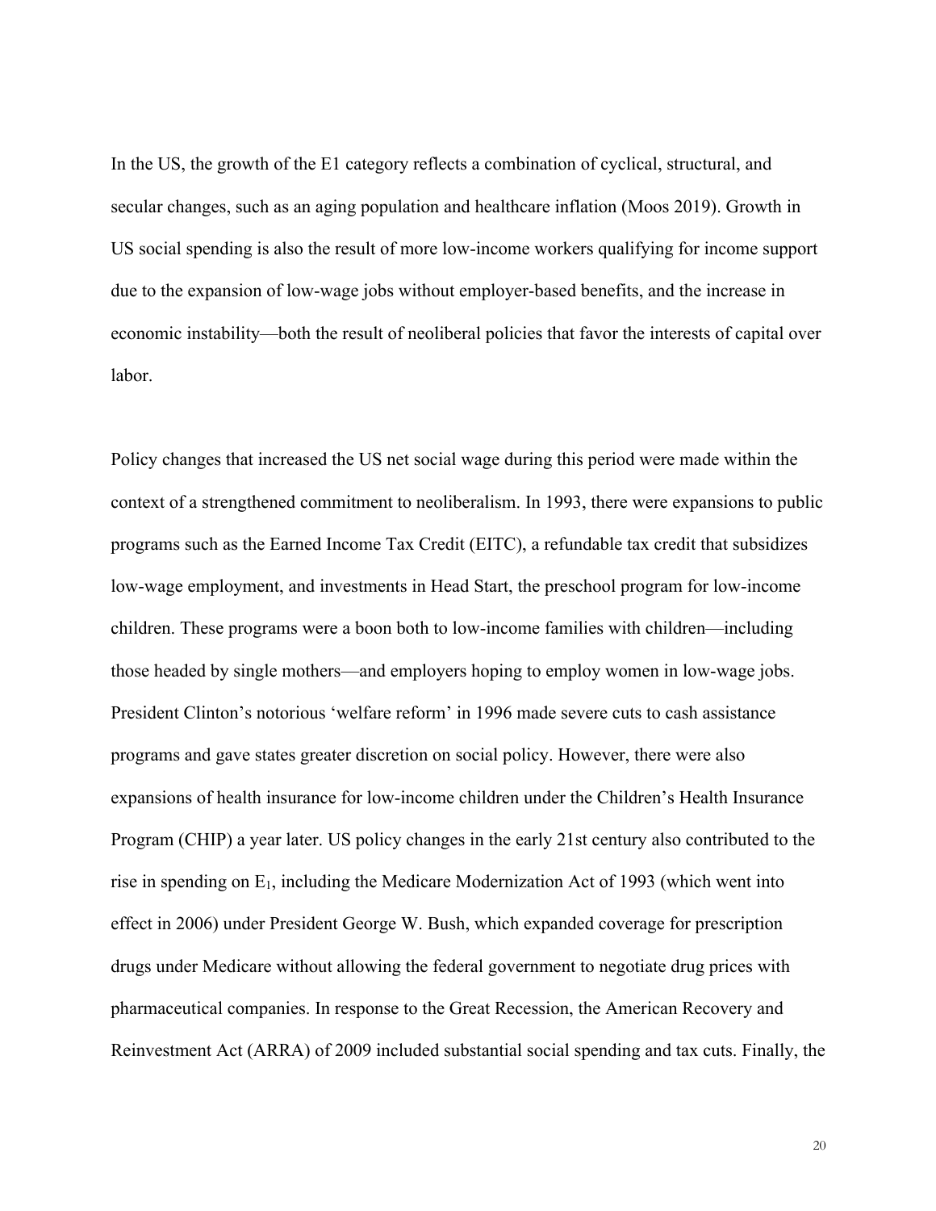In the US, the growth of the E1 category reflects a combination of cyclical, structural, and secular changes, such as an aging population and healthcare inflation (Moos 2019). Growth in US social spending is also the result of more low-income workers qualifying for income support due to the expansion of low-wage jobs without employer-based benefits, and the increase in economic instability—both the result of neoliberal policies that favor the interests of capital over labor.

Policy changes that increased the US net social wage during this period were made within the context of a strengthened commitment to neoliberalism. In 1993, there were expansions to public programs such as the Earned Income Tax Credit (EITC), a refundable tax credit that subsidizes low-wage employment, and investments in Head Start, the preschool program for low-income children. These programs were a boon both to low-income families with children—including those headed by single mothers—and employers hoping to employ women in low-wage jobs. President Clinton's notorious 'welfare reform' in 1996 made severe cuts to cash assistance programs and gave states greater discretion on social policy. However, there were also expansions of health insurance for low-income children under the Children's Health Insurance Program (CHIP) a year later. US policy changes in the early 21st century also contributed to the rise in spending on $E_1$, including the Medicare Modernization Act of 1993 (which went into effect in 2006) under President George W. Bush, which expanded coverage for prescription drugs under Medicare without allowing the federal government to negotiate drug prices with pharmaceutical companies. In response to the Great Recession, the American Recovery and Reinvestment Act (ARRA) of 2009 included substantial social spending and tax cuts. Finally, the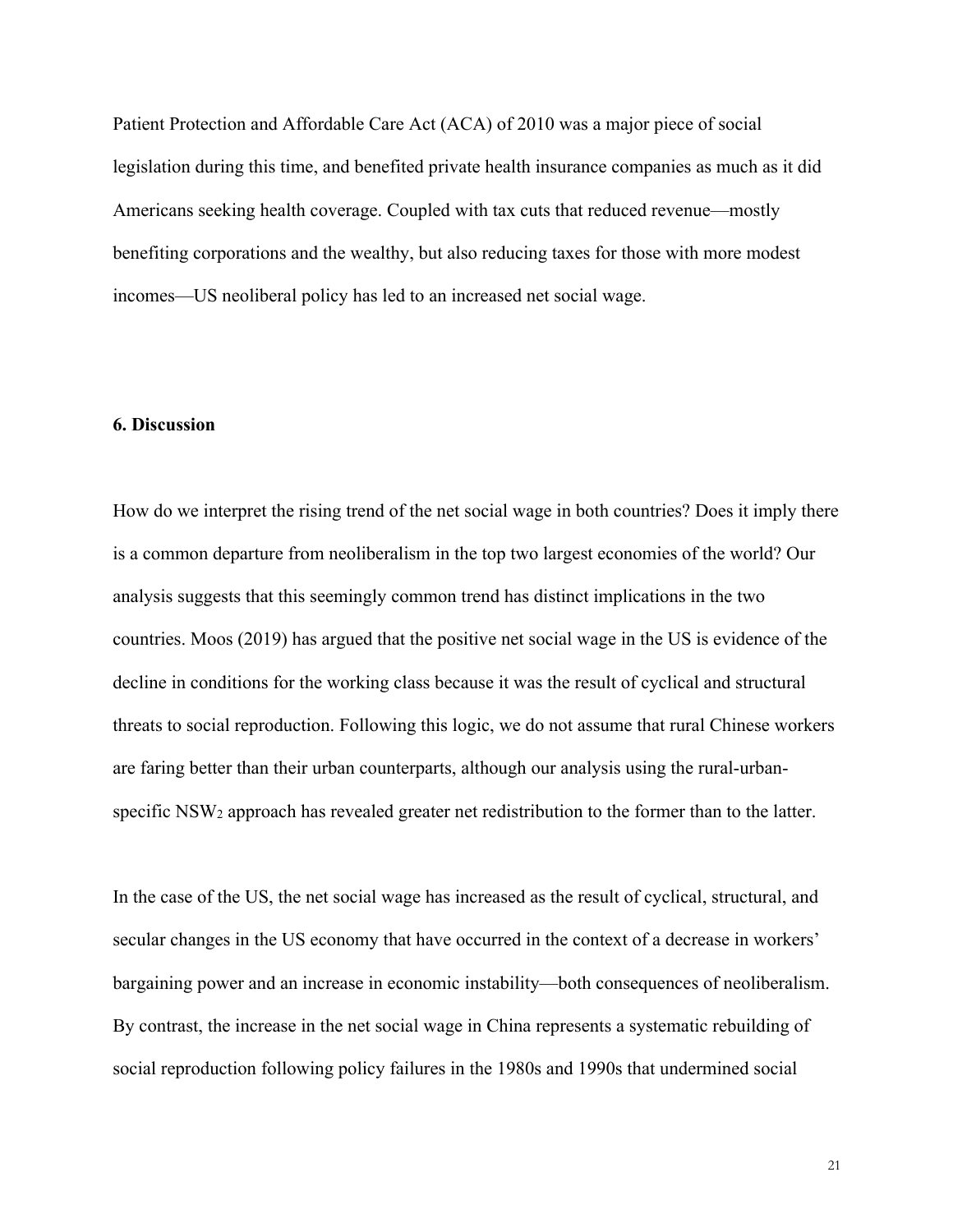Patient Protection and Affordable Care Act (ACA) of 2010 was a major piece of social legislation during this time, and benefited private health insurance companies as much as it did Americans seeking health coverage. Coupled with tax cuts that reduced revenue—mostly benefiting corporations and the wealthy, but also reducing taxes for those with more modest incomes—US neoliberal policy has led to an increased net social wage.

## 6. Discussion

How do we interpret the rising trend of the net social wage in both countries? Does it imply there is a common departure from neoliberalism in the top two largest economies of the world? Our analysis suggests that this seemingly common trend has distinct implications in the two countries. Moos (2019) has argued that the positive net social wage in the US is evidence of the decline in conditions for the working class because it was the result of cyclical and structural threats to social reproduction. Following this logic, we do not assume that rural Chinese workers are faring better than their urban counterparts, although our analysis using the rural-urban-specific $NSW_2$ approach has revealed greater net redistribution to the former than to the latter.

In the case of the US, the net social wage has increased as the result of cyclical, structural, and secular changes in the US economy that have occurred in the context of a decrease in workers' bargaining power and an increase in economic instability—both consequences of neoliberalism. By contrast, the increase in the net social wage in China represents a systematic rebuilding of social reproduction following policy failures in the 1980s and 1990s that undermined social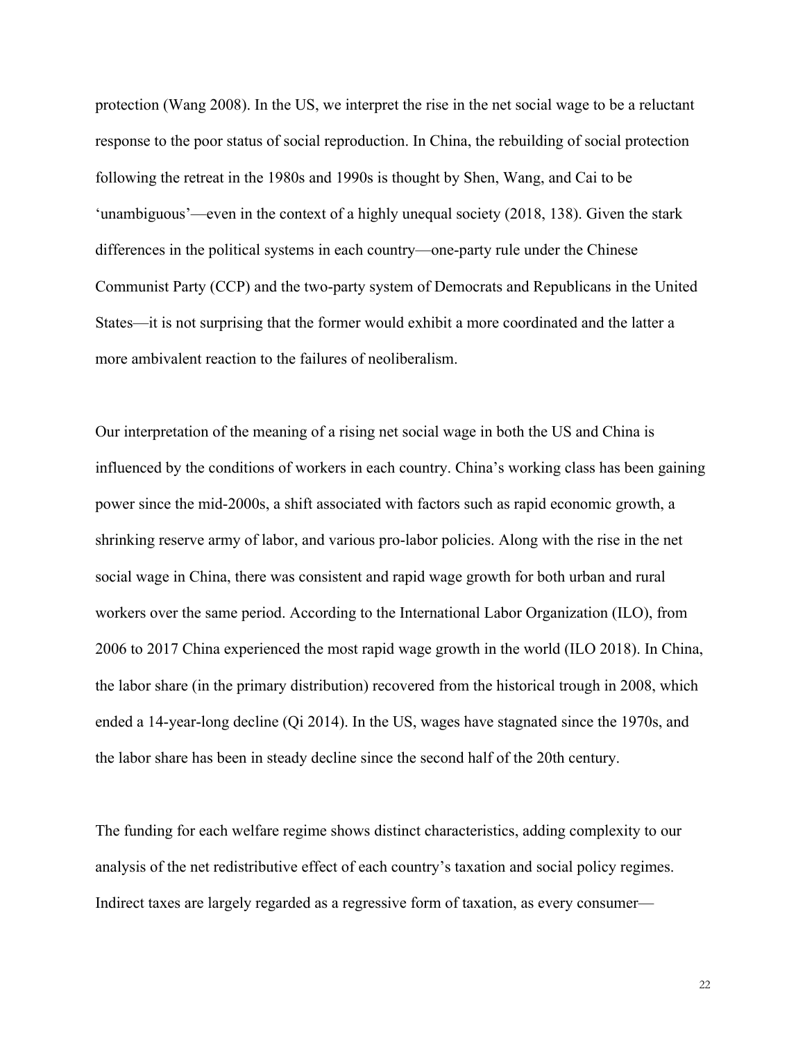protection (Wang 2008). In the US, we interpret the rise in the net social wage to be a reluctant response to the poor status of social reproduction. In China, the rebuilding of social protection following the retreat in the 1980s and 1990s is thought by Shen, Wang, and Cai to be 'unambiguous'—even in the context of a highly unequal society (2018, 138). Given the stark differences in the political systems in each country—one-party rule under the Chinese Communist Party (CCP) and the two-party system of Democrats and Republicans in the United States—it is not surprising that the former would exhibit a more coordinated and the latter a more ambivalent reaction to the failures of neoliberalism.

Our interpretation of the meaning of a rising net social wage in both the US and China is influenced by the conditions of workers in each country. China's working class has been gaining power since the mid-2000s, a shift associated with factors such as rapid economic growth, a shrinking reserve army of labor, and various pro-labor policies. Along with the rise in the net social wage in China, there was consistent and rapid wage growth for both urban and rural workers over the same period. According to the International Labor Organization (ILO), from 2006 to 2017 China experienced the most rapid wage growth in the world (ILO 2018). In China, the labor share (in the primary distribution) recovered from the historical trough in 2008, which ended a 14-year-long decline (Qi 2014). In the US, wages have stagnated since the 1970s, and the labor share has been in steady decline since the second half of the 20th century.

The funding for each welfare regime shows distinct characteristics, adding complexity to our analysis of the net redistributive effect of each country's taxation and social policy regimes. Indirect taxes are largely regarded as a regressive form of taxation, as every consumer—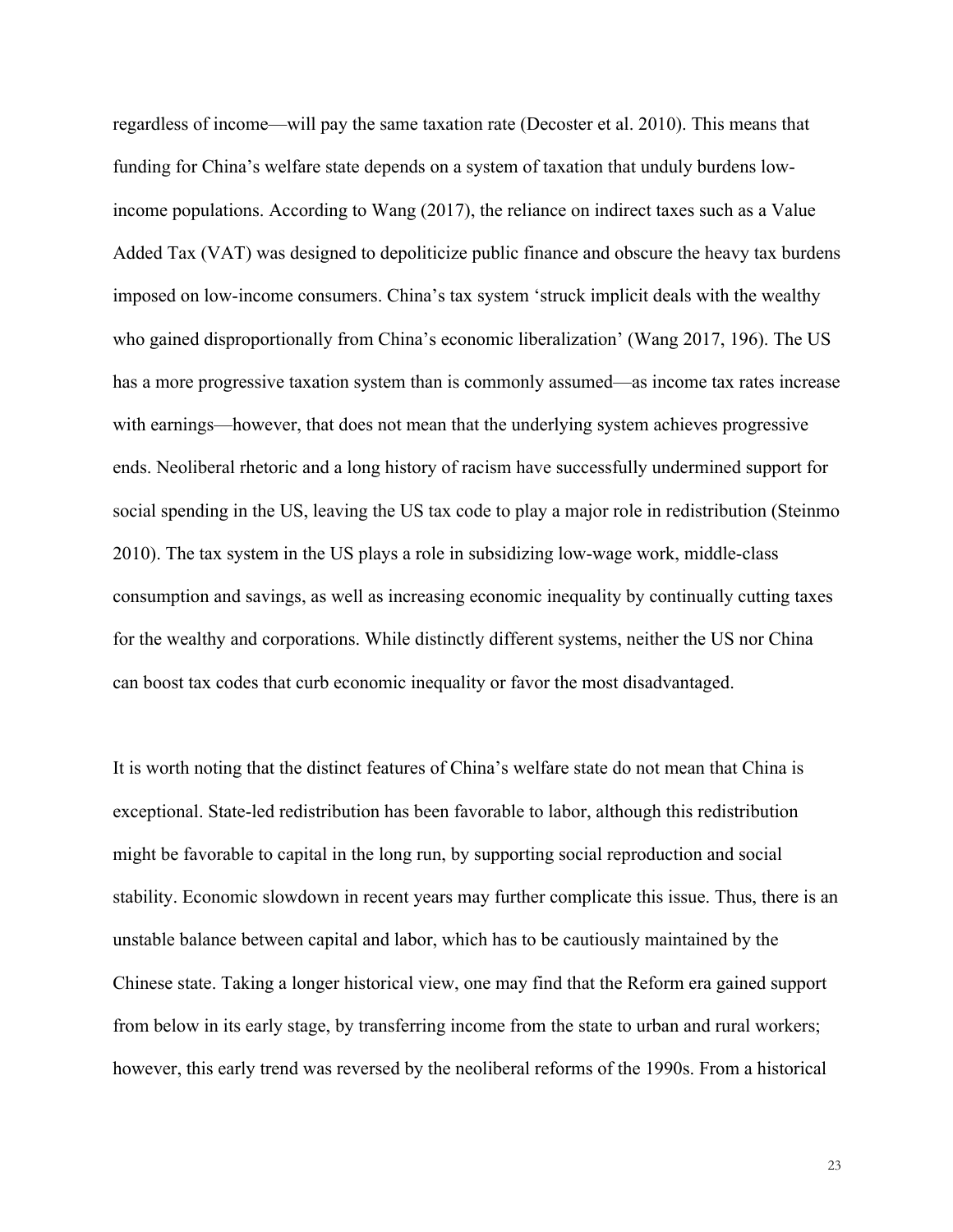regardless of income—will pay the same taxation rate (Decoster et al. 2010). This means that funding for China's welfare state depends on a system of taxation that unduly burdens low-income populations. According to Wang (2017), the reliance on indirect taxes such as a Value Added Tax (VAT) was designed to depoliticize public finance and obscure the heavy tax burdens imposed on low-income consumers. China's tax system 'struck implicit deals with the wealthy who gained disproportionally from China's economic liberalization' (Wang 2017, 196). The US has a more progressive taxation system than is commonly assumed—as income tax rates increase with earnings—however, that does not mean that the underlying system achieves progressive ends. Neoliberal rhetoric and a long history of racism have successfully undermined support for social spending in the US, leaving the US tax code to play a major role in redistribution (Steinmo 2010). The tax system in the US plays a role in subsidizing low-wage work, middle-class consumption and savings, as well as increasing economic inequality by continually cutting taxes for the wealthy and corporations. While distinctly different systems, neither the US nor China can boost tax codes that curb economic inequality or favor the most disadvantaged.

It is worth noting that the distinct features of China's welfare state do not mean that China is exceptional. State-led redistribution has been favorable to labor, although this redistribution might be favorable to capital in the long run, by supporting social reproduction and social stability. Economic slowdown in recent years may further complicate this issue. Thus, there is an unstable balance between capital and labor, which has to be cautiously maintained by the Chinese state. Taking a longer historical view, one may find that the Reform era gained support from below in its early stage, by transferring income from the state to urban and rural workers; however, this early trend was reversed by the neoliberal reforms of the 1990s. From a historical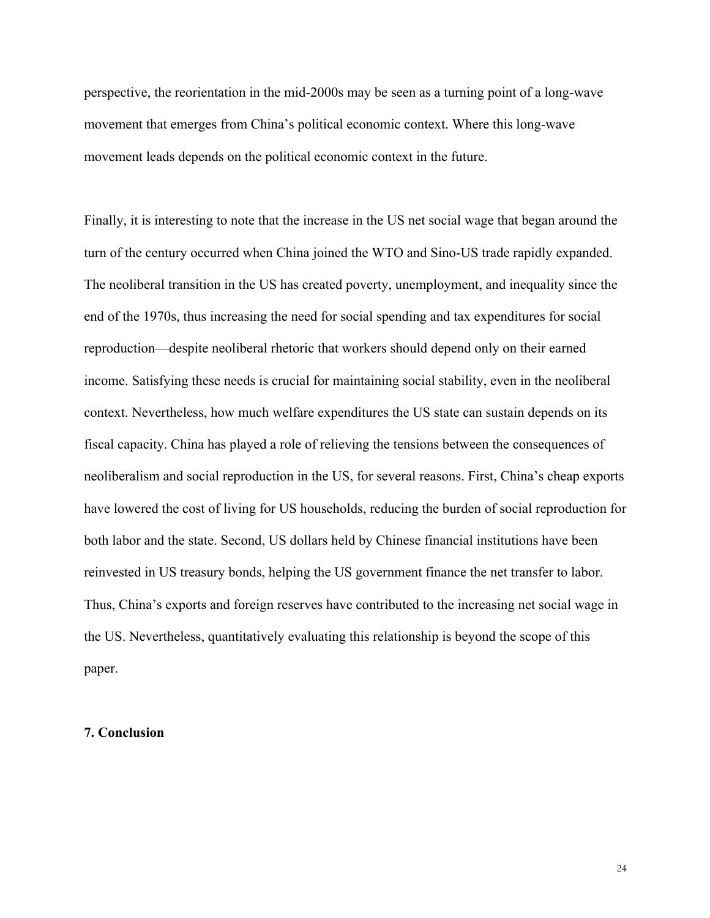perspective, the reorientation in the mid-2000s may be seen as a turning point of a long-wave movement that emerges from China's political economic context. Where this long-wave movement leads depends on the political economic context in the future.

Finally, it is interesting to note that the increase in the US net social wage that began around the turn of the century occurred when China joined the WTO and Sino-US trade rapidly expanded. The neoliberal transition in the US has created poverty, unemployment, and inequality since the end of the 1970s, thus increasing the need for social spending and tax expenditures for social reproduction—despite neoliberal rhetoric that workers should depend only on their earned income. Satisfying these needs is crucial for maintaining social stability, even in the neoliberal context. Nevertheless, how much welfare expenditures the US state can sustain depends on its fiscal capacity. China has played a role of relieving the tensions between the consequences of neoliberalism and social reproduction in the US, for several reasons. First, China's cheap exports have lowered the cost of living for US households, reducing the burden of social reproduction for both labor and the state. Second, US dollars held by Chinese financial institutions have been reinvested in US treasury bonds, helping the US government finance the net transfer to labor. Thus, China's exports and foreign reserves have contributed to the increasing net social wage in the US. Nevertheless, quantitatively evaluating this relationship is beyond the scope of this paper.

## 7. Conclusion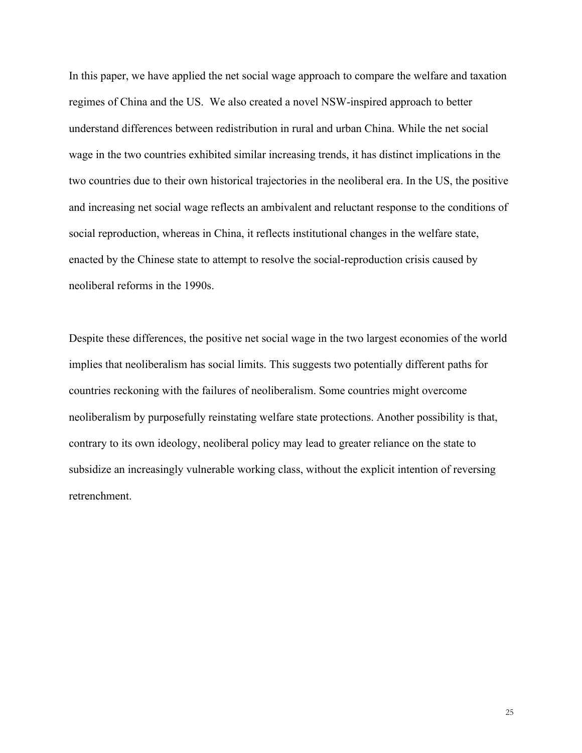In this paper, we have applied the net social wage approach to compare the welfare and taxation regimes of China and the US. We also created a novel NSW-inspired approach to better understand differences between redistribution in rural and urban China. While the net social wage in the two countries exhibited similar increasing trends, it has distinct implications in the two countries due to their own historical trajectories in the neoliberal era. In the US, the positive and increasing net social wage reflects an ambivalent and reluctant response to the conditions of social reproduction, whereas in China, it reflects institutional changes in the welfare state, enacted by the Chinese state to attempt to resolve the social-reproduction crisis caused by neoliberal reforms in the 1990s.

Despite these differences, the positive net social wage in the two largest economies of the world implies that neoliberalism has social limits. This suggests two potentially different paths for countries reckoning with the failures of neoliberalism. Some countries might overcome neoliberalism by purposefully reinstating welfare state protections. Another possibility is that, contrary to its own ideology, neoliberal policy may lead to greater reliance on the state to subsidize an increasingly vulnerable working class, without the explicit intention of reversing retrenchment.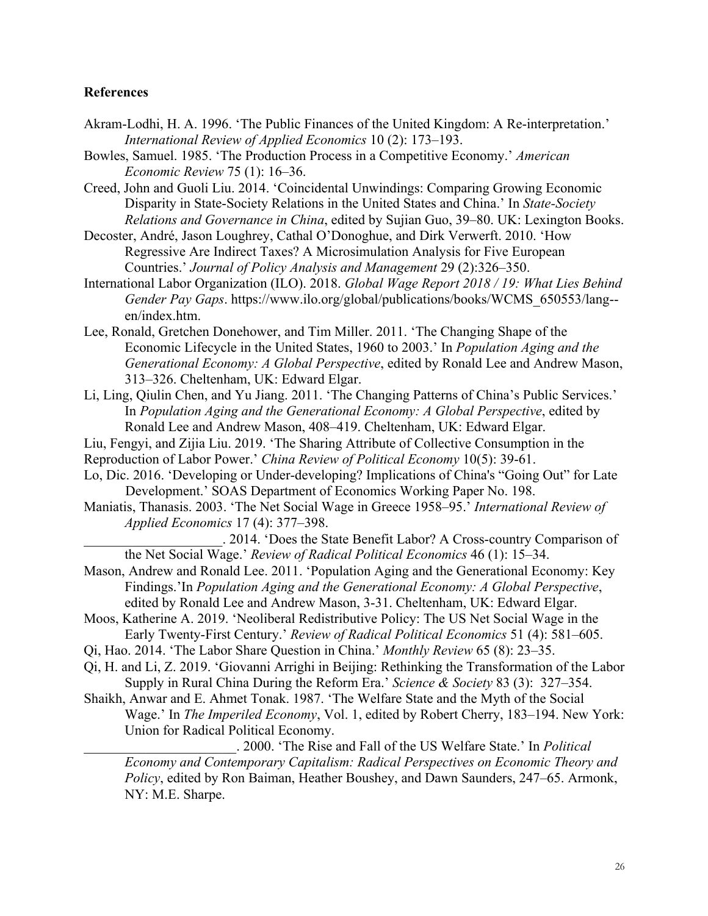**References**

Akram-Lodhi, H. A. 1996. 'The Public Finances of the United Kingdom: A Re-interpretation.' *International Review of Applied Economics* 10 (2): 173–193.

Bowles, Samuel. 1985. 'The Production Process in a Competitive Economy.' *American Economic Review* 75 (1): 16–36.

Creed, John and Guoli Liu. 2014. 'Coincidental Unwindings: Comparing Growing Economic Disparity in State-Society Relations in the United States and China.' In *State-Society Relations and Governance in China*, edited by Sujian Guo, 39–80. UK: Lexington Books.

Decoster, André, Jason Loughrey, Cathal O'Donoghue, and Dirk Verwerft. 2010. 'How Regressive Are Indirect Taxes? A Microsimulation Analysis for Five European Countries.' *Journal of Policy Analysis and Management* 29 (2):326–350.

International Labor Organization (ILO). 2018. *Global Wage Report 2018 / 19: What Lies Behind Gender Pay Gaps*. https://www.ilo.org/global/publications/books/WCMS_650553/lang--en/index.htm.

Lee, Ronald, Gretchen Donehower, and Tim Miller. 2011. 'The Changing Shape of the Economic Lifecycle in the United States, 1960 to 2003.' In *Population Aging and the Generational Economy: A Global Perspective*, edited by Ronald Lee and Andrew Mason, 313–326. Cheltenham, UK: Edward Elgar.

Li, Ling, Qiulin Chen, and Yu Jiang. 2011. 'The Changing Patterns of China's Public Services.' In *Population Aging and the Generational Economy: A Global Perspective*, edited by Ronald Lee and Andrew Mason, 408–419. Cheltenham, UK: Edward Elgar.

Liu, Fengyi, and Zijia Liu. 2019. 'The Sharing Attribute of Collective Consumption in the Reproduction of Labor Power.' *China Review of Political Economy* 10(5): 39-61.

Lo, Dic. 2016. 'Developing or Under-developing? Implications of China's "Going Out" for Late Development.' SOAS Department of Economics Working Paper No. 198.

Maniatis, Thanasis. 2003. 'The Net Social Wage in Greece 1958–95.' *International Review of Applied Economics* 17 (4): 377–398.

\_\_\_\_\_\_\_\_\_\_\_\_\_\_\_\_\_\_\_\_. 2014. 'Does the State Benefit Labor? A Cross-country Comparison of the Net Social Wage.' *Review of Radical Political Economics* 46 (1): 15–34.

Mason, Andrew and Ronald Lee. 2011. 'Population Aging and the Generational Economy: Key Findings.' In *Population Aging and the Generational Economy: A Global Perspective*, edited by Ronald Lee and Andrew Mason, 3-31. Cheltenham, UK: Edward Elgar.

Moos, Katherine A. 2019. 'Neoliberal Redistributive Policy: The US Net Social Wage in the Early Twenty-First Century.' *Review of Radical Political Economics* 51 (4): 581–605.

Qi, Hao. 2014. 'The Labor Share Question in China.' *Monthly Review* 65 (8): 23–35.

Qi, H. and Li, Z. 2019. 'Giovanni Arrighi in Beijing: Rethinking the Transformation of the Labor Supply in Rural China During the Reform Era.' *Science & Society* 83 (3): 327–354.

Shaikh, Anwar and E. Ahmet Tonak. 1987. 'The Welfare State and the Myth of the Social Wage.' In *The Imperiled Economy*, Vol. 1, edited by Robert Cherry, 183–194. New York: Union for Radical Political Economy.

\_\_\_\_\_\_\_\_\_\_\_\_\_\_\_\_\_\_\_\_\_\_\_. 2000. 'The Rise and Fall of the US Welfare State.' In *Political Economy and Contemporary Capitalism: Radical Perspectives on Economic Theory and Policy*, edited by Ron Baiman, Heather Boushey, and Dawn Saunders, 247–65. Armonk, NY: M.E. Sharpe.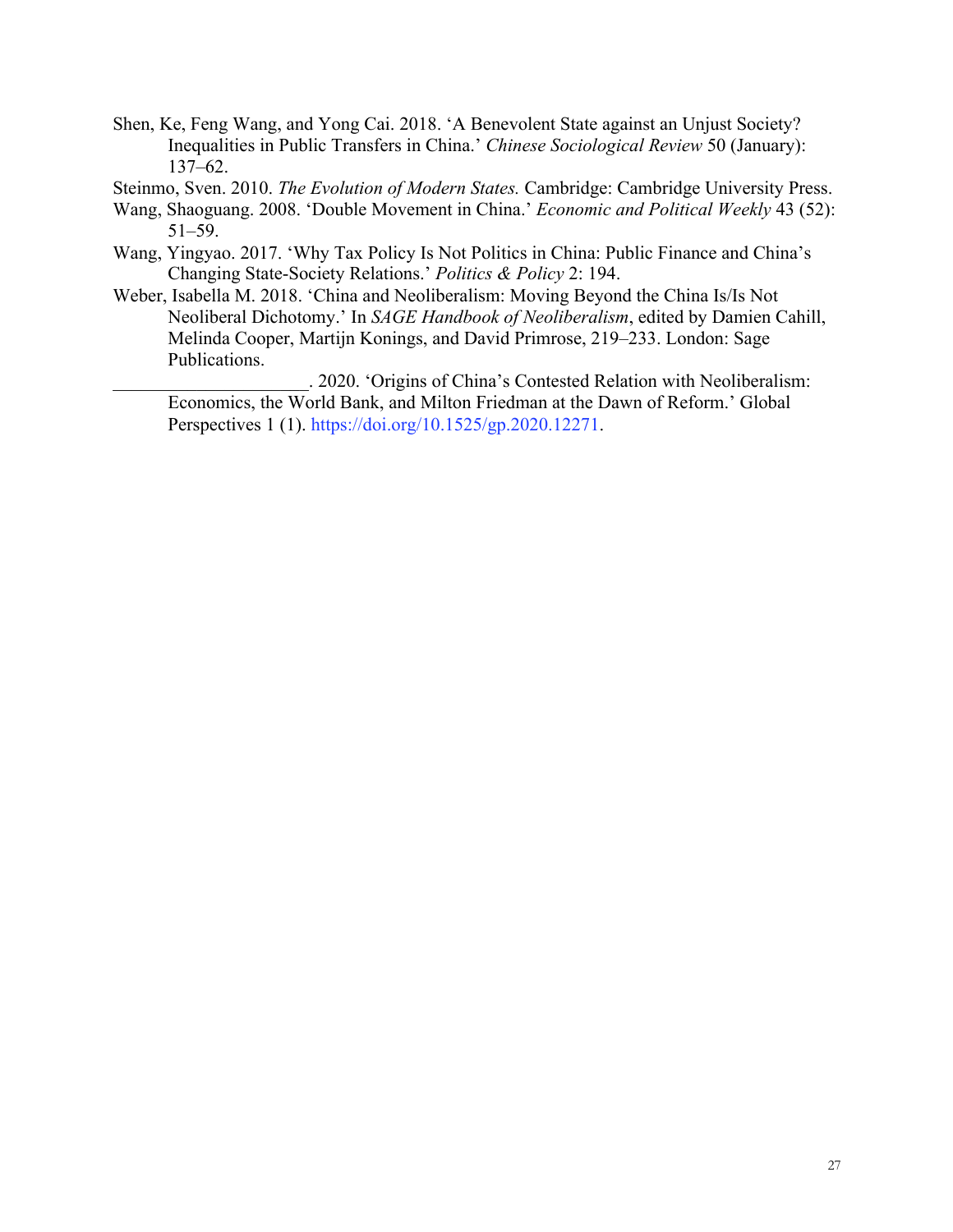Shen, Ke, Feng Wang, and Yong Cai. 2018. 'A Benevolent State against an Unjust Society? Inequalities in Public Transfers in China.' *Chinese Sociological Review* 50 (January): 137–62.

Steinmo, Sven. 2010. *The Evolution of Modern States.* Cambridge: Cambridge University Press.

Wang, Shaoguang. 2008. 'Double Movement in China.' *Economic and Political Weekly* 43 (52): 51–59.

Wang, Yingyao. 2017. 'Why Tax Policy Is Not Politics in China: Public Finance and China's Changing State-Society Relations.' *Politics & Policy* 2: 194.

Weber, Isabella M. 2018. 'China and Neoliberalism: Moving Beyond the China Is/Is Not Neoliberal Dichotomy.' In *SAGE Handbook of Neoliberalism*, edited by Damien Cahill, Melinda Cooper, Martijn Konings, and David Primrose, 219–233. London: Sage Publications.

______________________. 2020. 'Origins of China's Contested Relation with Neoliberalism: Economics, the World Bank, and Milton Friedman at the Dawn of Reform.' Global Perspectives 1 (1). https://doi.org/10.1525/gp.2020.12271.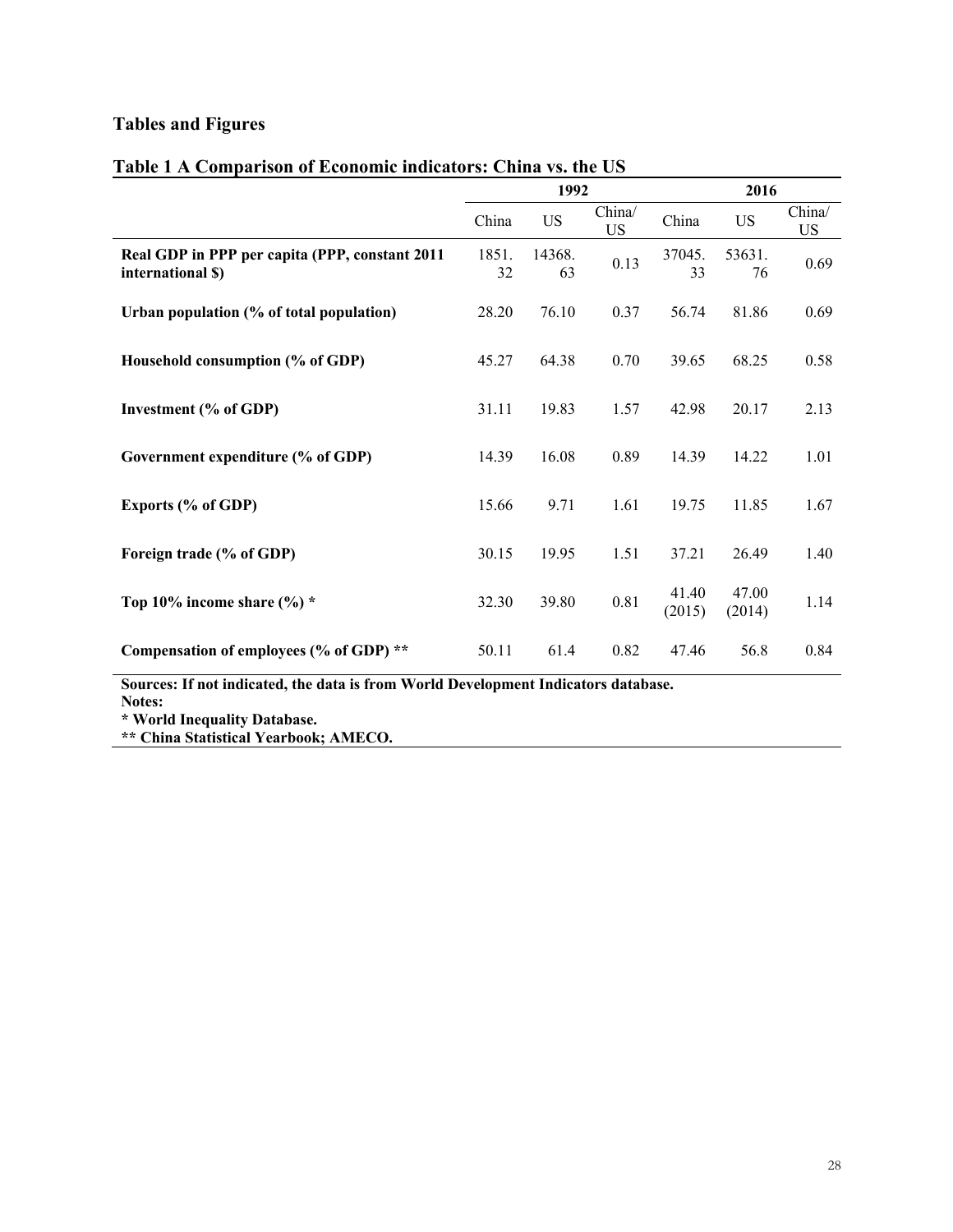## Tables and Figures

### Table 1 A Comparison of Economic indicators: China vs. the US

| | 1992 | | | 2016 | | |
|---|---|---|---|---|---|---|
| | China | US | China/US | China | US | China/US |
| **Real GDP in PPP per capita (PPP, constant 2011 international $)** | 1851.32 | 14368.63 | 0.13 | 37045.33 | 53631.76 | 0.69 |
| **Urban population (% of total population)** | 28.20 | 76.10 | 0.37 | 56.74 | 81.86 | 0.69 |
| **Household consumption (% of GDP)** | 45.27 | 64.38 | 0.70 | 39.65 | 68.25 | 0.58 |
| **Investment (% of GDP)** | 31.11 | 19.83 | 1.57 | 42.98 | 20.17 | 2.13 |
| **Government expenditure (% of GDP)** | 14.39 | 16.08 | 0.89 | 14.39 | 14.22 | 1.01 |
| **Exports (% of GDP)** | 15.66 | 9.71 | 1.61 | 19.75 | 11.85 | 1.67 |
| **Foreign trade (% of GDP)** | 30.15 | 19.95 | 1.51 | 37.21 | 26.49 | 1.40 |
| **Top 10% income share (%) *** | 32.30 | 39.80 | 0.81 | 41.40 (2015) | 47.00 (2014) | 1.14 |
| **Compensation of employees (% of GDP) **** | 50.11 | 61.4 | 0.82 | 47.46 | 56.8 | 0.84 |

**Sources: If not indicated, the data is from World Development Indicators database.**
**Notes:**
*** World Inequality Database.**
**** China Statistical Yearbook; AMECO.**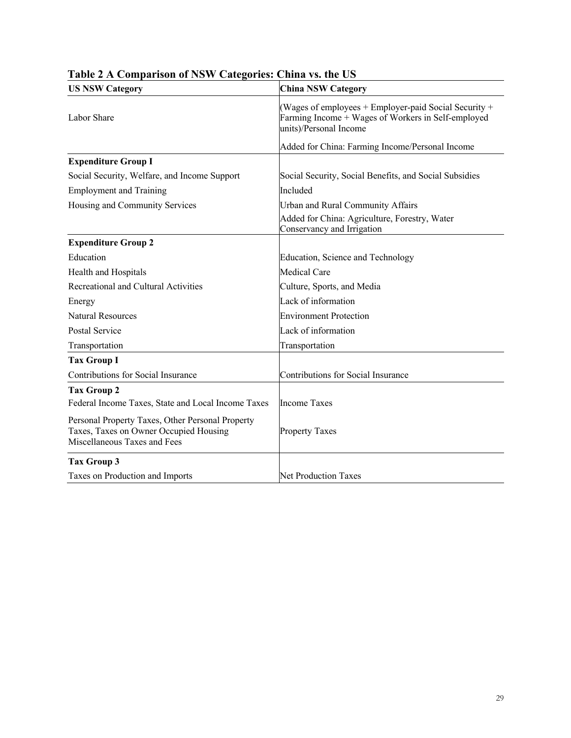**Table 2 A Comparison of NSW Categories: China vs. the US**

| US NSW Category | China NSW Category |
|---|---|
| Labor Share | (Wages of employees + Employer-paid Social Security + Farming Income + Wages of Workers in Self-employed units)/Personal Income |
| | Added for China: Farming Income/Personal Income |
| **Expenditure Group I** | |
| Social Security, Welfare, and Income Support | Social Security, Social Benefits, and Social Subsidies |
| Employment and Training | Included |
| Housing and Community Services | Urban and Rural Community Affairs |
| | Added for China: Agriculture, Forestry, Water Conservancy and Irrigation |
| **Expenditure Group 2** | |
| Education | Education, Science and Technology |
| Health and Hospitals | Medical Care |
| Recreational and Cultural Activities | Culture, Sports, and Media |
| Energy | Lack of information |
| Natural Resources | Environment Protection |
| Postal Service | Lack of information |
| Transportation | Transportation |
| **Tax Group I** | |
| Contributions for Social Insurance | Contributions for Social Insurance |
| **Tax Group 2** | |
| Federal Income Taxes, State and Local Income Taxes | Income Taxes |
| Personal Property Taxes, Other Personal Property Taxes, Taxes on Owner Occupied Housing Miscellaneous Taxes and Fees | Property Taxes |
| **Tax Group 3** | |
| Taxes on Production and Imports | Net Production Taxes |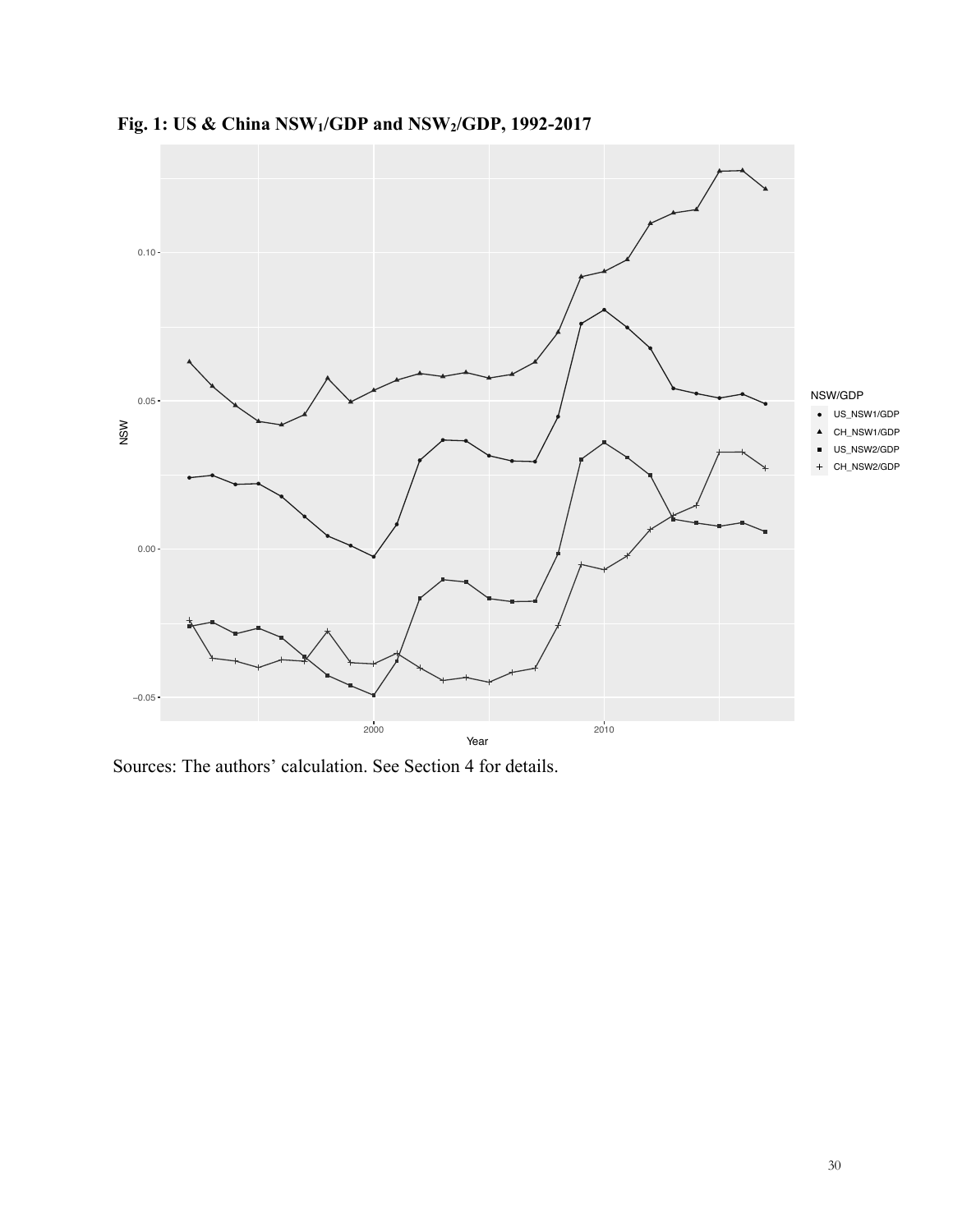**Fig. 1: US & China $NSW_1$/GDP and $NSW_2$/GDP, 1992-2017**

Sources: The authors' calculation. See Section 4 for details.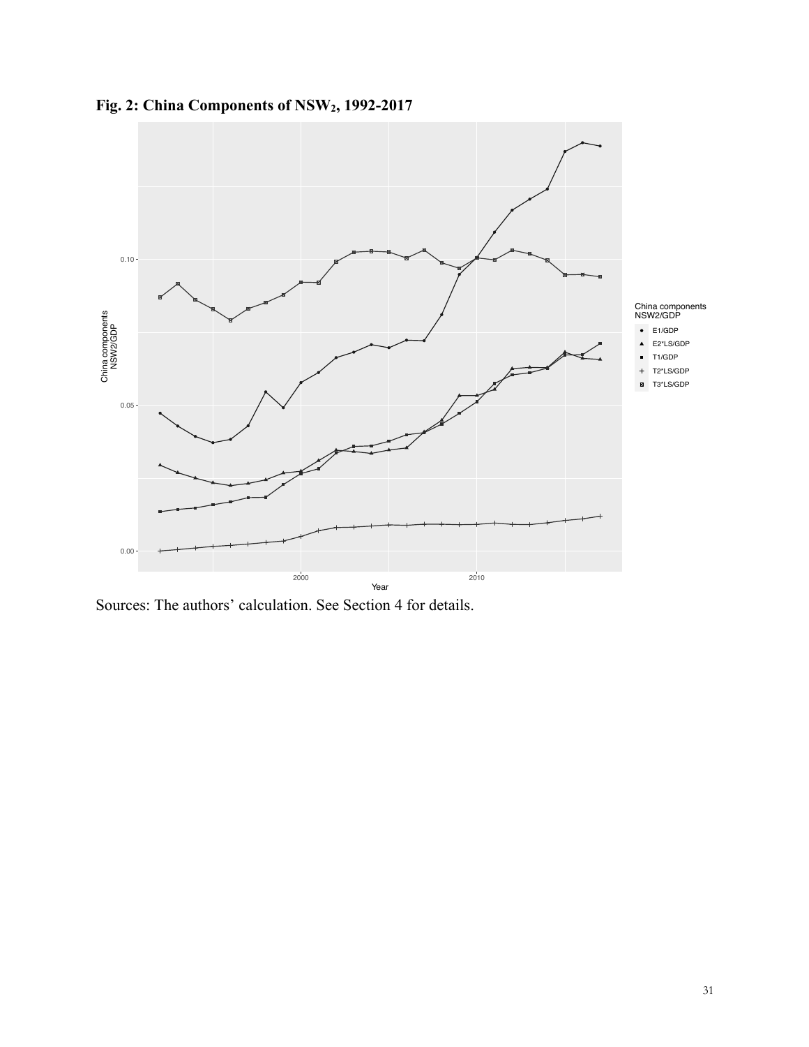**Fig. 2: China Components of $NSW_2$, 1992-2017**

Sources: The authors' calculation. See Section 4 for details.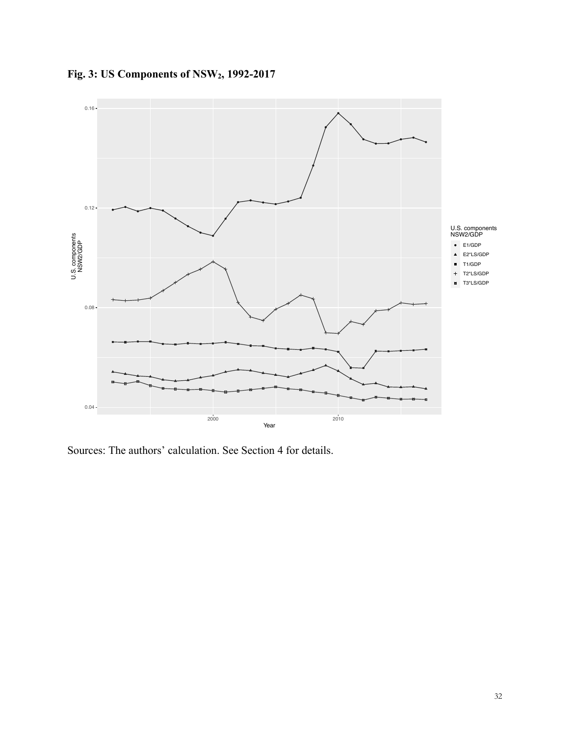**Fig. 3: US Components of $NSW_2$, 1992-2017**

Sources: The authors' calculation. See Section 4 for details.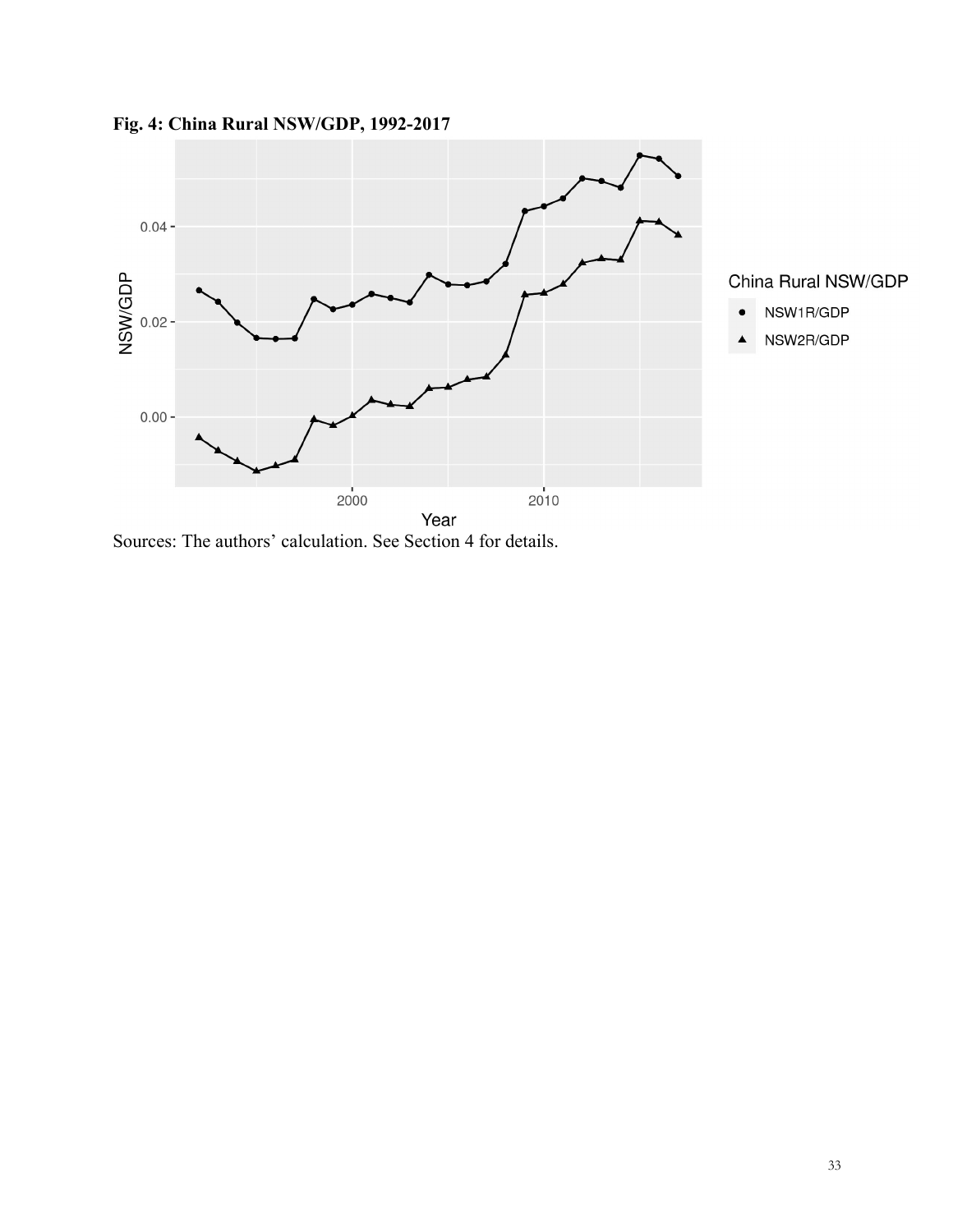**Fig. 4: China Rural NSW/GDP, 1992-2017**

Sources: The authors' calculation. See Section 4 for details.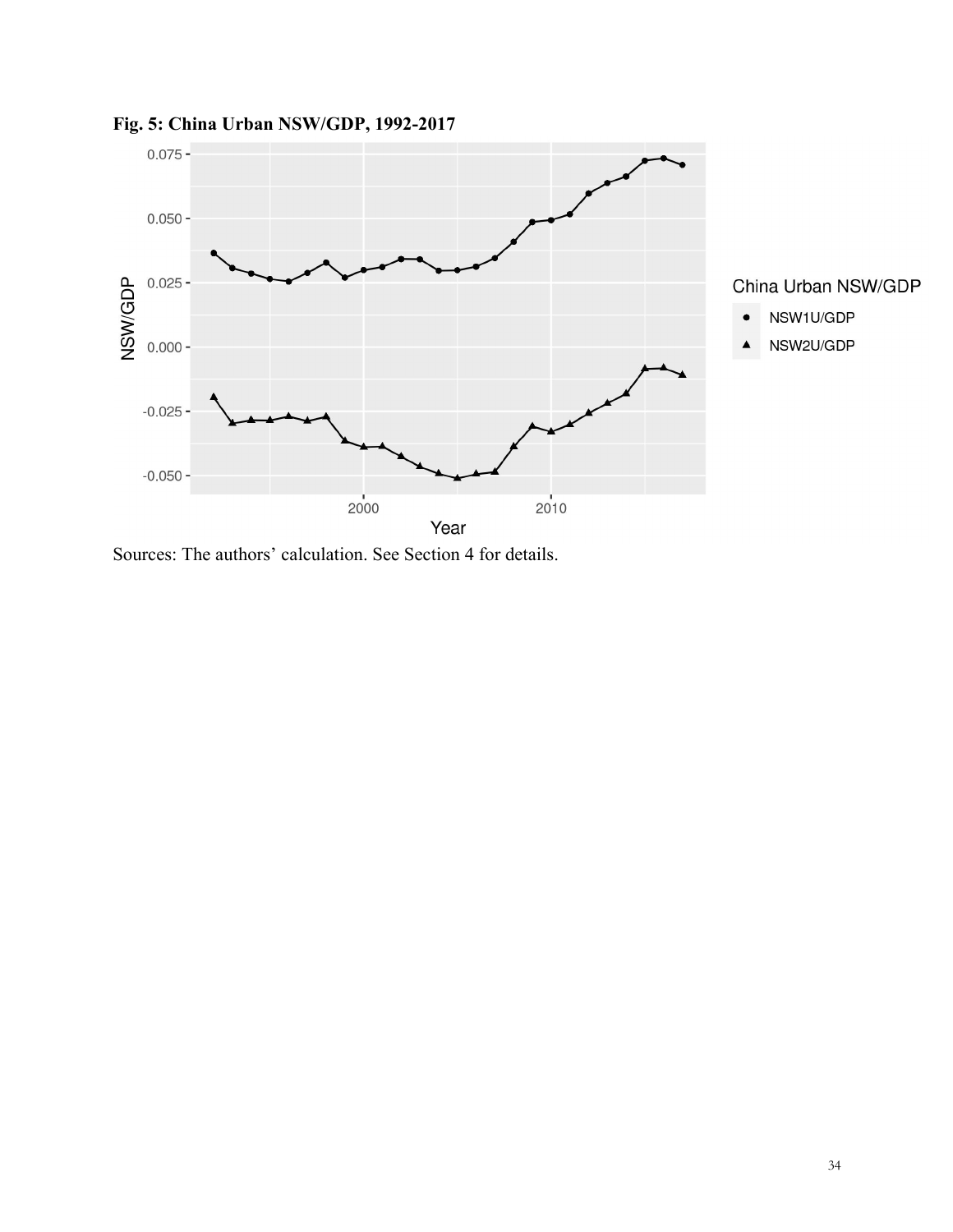**Fig. 5: China Urban NSW/GDP, 1992-2017**

0.075
0.050
0.025
0.000
-0.025
-0.050

NSW/GDP

2000
2010

Year

China Urban NSW/GDP

NSW1U/GDP

NSW2U/GDP

Sources: The authors' calculation. See Section 4 for details.